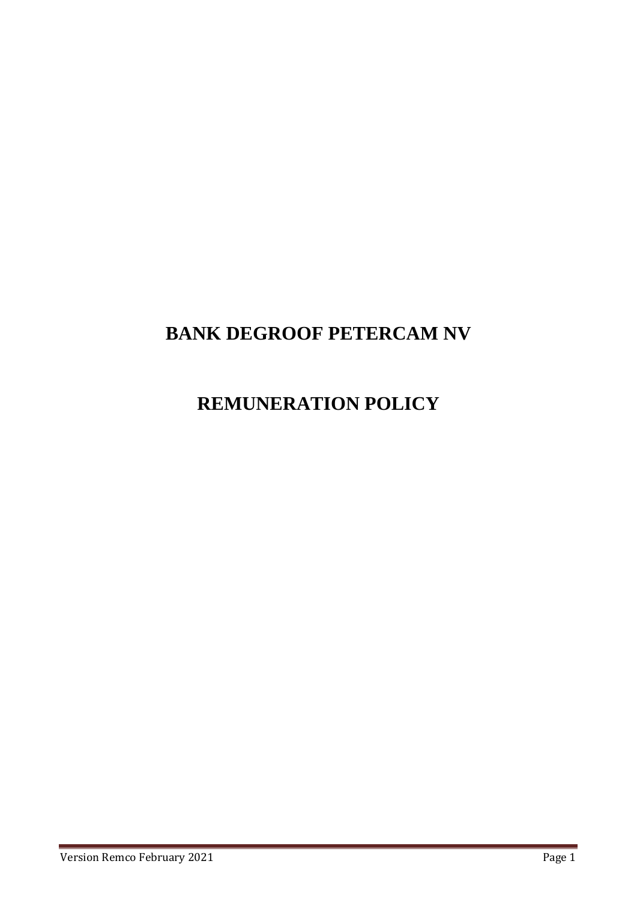# BANK DEGROOF PETERCAM NV

# REMUNERATION POLICY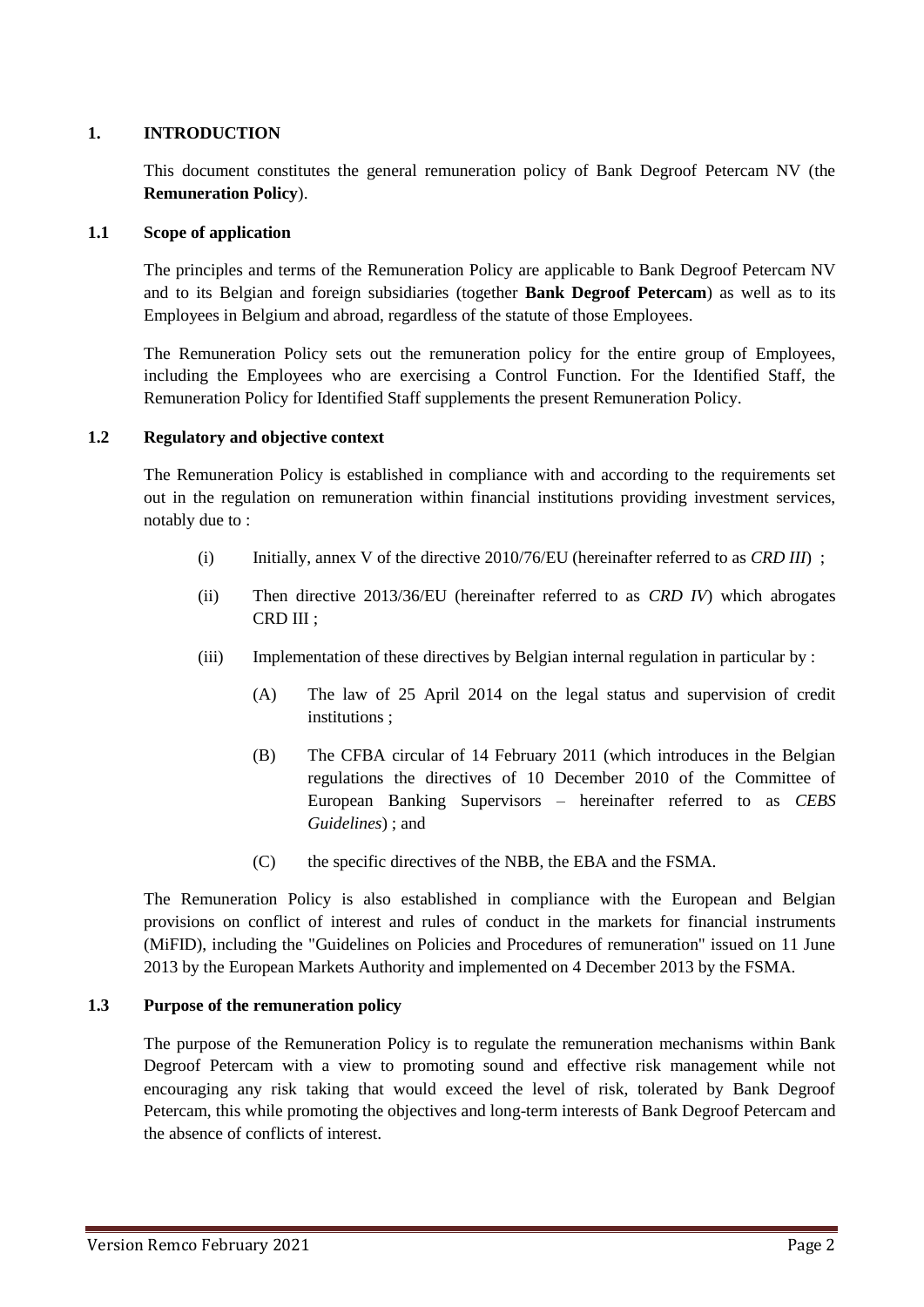## 1. INTRODUCTION

This document constitutes the general remuneration policy of Bank Degroof Petercam NV (the **Remuneration Policy**).

### 1.1 Scope of application

The principles and terms of the Remuneration Policy are applicable to Bank Degroof Petercam NV and to its Belgian and foreign subsidiaries (together **Bank Degroof Petercam**) as well as to its Employees in Belgium and abroad, regardless of the statute of those Employees.

The Remuneration Policy sets out the remuneration policy for the entire group of Employees, including the Employees who are exercising a Control Function. For the Identified Staff, the Remuneration Policy for Identified Staff supplements the present Remuneration Policy.

### 1.2 Regulatory and objective context

The Remuneration Policy is established in compliance with and according to the requirements set out in the regulation on remuneration within financial institutions providing investment services, notably due to :

(i) Initially, annex V of the directive 2010/76/EU (hereinafter referred to as *CRD III*) ;

(ii) Then directive 2013/36/EU (hereinafter referred to as *CRD IV*) which abrogates CRD III ;

(iii) Implementation of these directives by Belgian internal regulation in particular by :

   (A) The law of 25 April 2014 on the legal status and supervision of credit institutions ;

   (B) The CFBA circular of 14 February 2011 (which introduces in the Belgian regulations the directives of 10 December 2010 of the Committee of European Banking Supervisors – hereinafter referred to as *CEBS Guidelines*) ; and

   (C) the specific directives of the NBB, the EBA and the FSMA.

The Remuneration Policy is also established in compliance with the European and Belgian provisions on conflict of interest and rules of conduct in the markets for financial instruments (MiFID), including the "Guidelines on Policies and Procedures of remuneration" issued on 11 June 2013 by the European Markets Authority and implemented on 4 December 2013 by the FSMA.

### 1.3 Purpose of the remuneration policy

The purpose of the Remuneration Policy is to regulate the remuneration mechanisms within Bank Degroof Petercam with a view to promoting sound and effective risk management while not encouraging any risk taking that would exceed the level of risk, tolerated by Bank Degroof Petercam, this while promoting the objectives and long-term interests of Bank Degroof Petercam and the absence of conflicts of interest.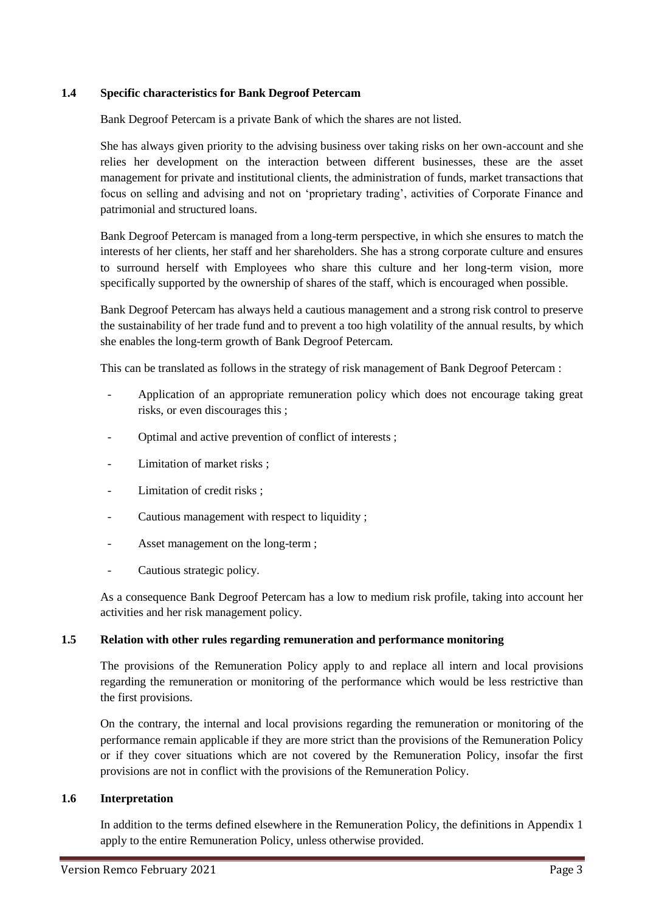### 1.4 Specific characteristics for Bank Degroof Petercam

Bank Degroof Petercam is a private Bank of which the shares are not listed.

She has always given priority to the advising business over taking risks on her own-account and she relies her development on the interaction between different businesses, these are the asset management for private and institutional clients, the administration of funds, market transactions that focus on selling and advising and not on 'proprietary trading', activities of Corporate Finance and patrimonial and structured loans.

Bank Degroof Petercam is managed from a long-term perspective, in which she ensures to match the interests of her clients, her staff and her shareholders. She has a strong corporate culture and ensures to surround herself with Employees who share this culture and her long-term vision, more specifically supported by the ownership of shares of the staff, which is encouraged when possible.

Bank Degroof Petercam has always held a cautious management and a strong risk control to preserve the sustainability of her trade fund and to prevent a too high volatility of the annual results, by which she enables the long-term growth of Bank Degroof Petercam.

This can be translated as follows in the strategy of risk management of Bank Degroof Petercam :

- Application of an appropriate remuneration policy which does not encourage taking great risks, or even discourages this ;
- Optimal and active prevention of conflict of interests ;
- Limitation of market risks ;
- Limitation of credit risks ;
- Cautious management with respect to liquidity ;
- Asset management on the long-term ;
- Cautious strategic policy.

As a consequence Bank Degroof Petercam has a low to medium risk profile, taking into account her activities and her risk management policy.

### 1.5 Relation with other rules regarding remuneration and performance monitoring

The provisions of the Remuneration Policy apply to and replace all intern and local provisions regarding the remuneration or monitoring of the performance which would be less restrictive than the first provisions.

On the contrary, the internal and local provisions regarding the remuneration or monitoring of the performance remain applicable if they are more strict than the provisions of the Remuneration Policy or if they cover situations which are not covered by the Remuneration Policy, insofar the first provisions are not in conflict with the provisions of the Remuneration Policy.

### 1.6 Interpretation

In addition to the terms defined elsewhere in the Remuneration Policy, the definitions in Appendix 1 apply to the entire Remuneration Policy, unless otherwise provided.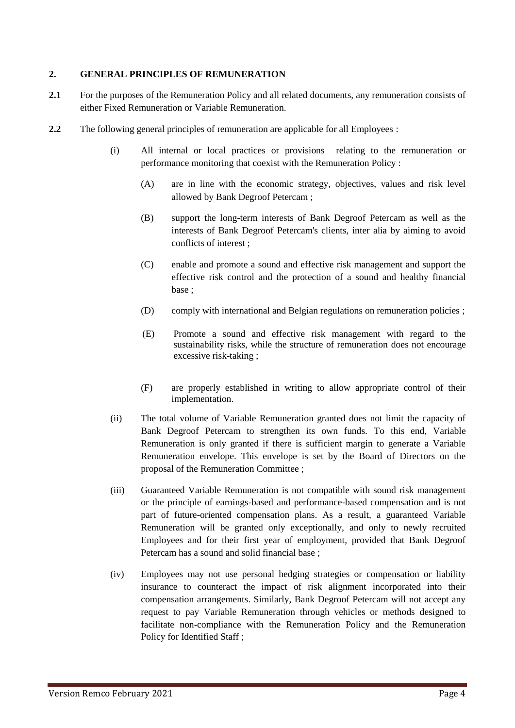## 2. GENERAL PRINCIPLES OF REMUNERATION

**2.1** For the purposes of the Remuneration Policy and all related documents, any remuneration consists of either Fixed Remuneration or Variable Remuneration.

**2.2** The following general principles of remuneration are applicable for all Employees :

(i) All internal or local practices or provisions relating to the remuneration or performance monitoring that coexist with the Remuneration Policy :

(A) are in line with the economic strategy, objectives, values and risk level allowed by Bank Degroof Petercam ;

(B) support the long-term interests of Bank Degroof Petercam as well as the interests of Bank Degroof Petercam's clients, inter alia by aiming to avoid conflicts of interest ;

(C) enable and promote a sound and effective risk management and support the effective risk control and the protection of a sound and healthy financial base ;

(D) comply with international and Belgian regulations on remuneration policies ;

(E) Promote a sound and effective risk management with regard to the sustainability risks, while the structure of remuneration does not encourage excessive risk-taking ;

(F) are properly established in writing to allow appropriate control of their implementation.

(ii) The total volume of Variable Remuneration granted does not limit the capacity of Bank Degroof Petercam to strengthen its own funds. To this end, Variable Remuneration is only granted if there is sufficient margin to generate a Variable Remuneration envelope. This envelope is set by the Board of Directors on the proposal of the Remuneration Committee ;

(iii) Guaranteed Variable Remuneration is not compatible with sound risk management or the principle of earnings-based and performance-based compensation and is not part of future-oriented compensation plans. As a result, a guaranteed Variable Remuneration will be granted only exceptionally, and only to newly recruited Employees and for their first year of employment, provided that Bank Degroof Petercam has a sound and solid financial base ;

(iv) Employees may not use personal hedging strategies or compensation or liability insurance to counteract the impact of risk alignment incorporated into their compensation arrangements. Similarly, Bank Degroof Petercam will not accept any request to pay Variable Remuneration through vehicles or methods designed to facilitate non-compliance with the Remuneration Policy and the Remuneration Policy for Identified Staff ;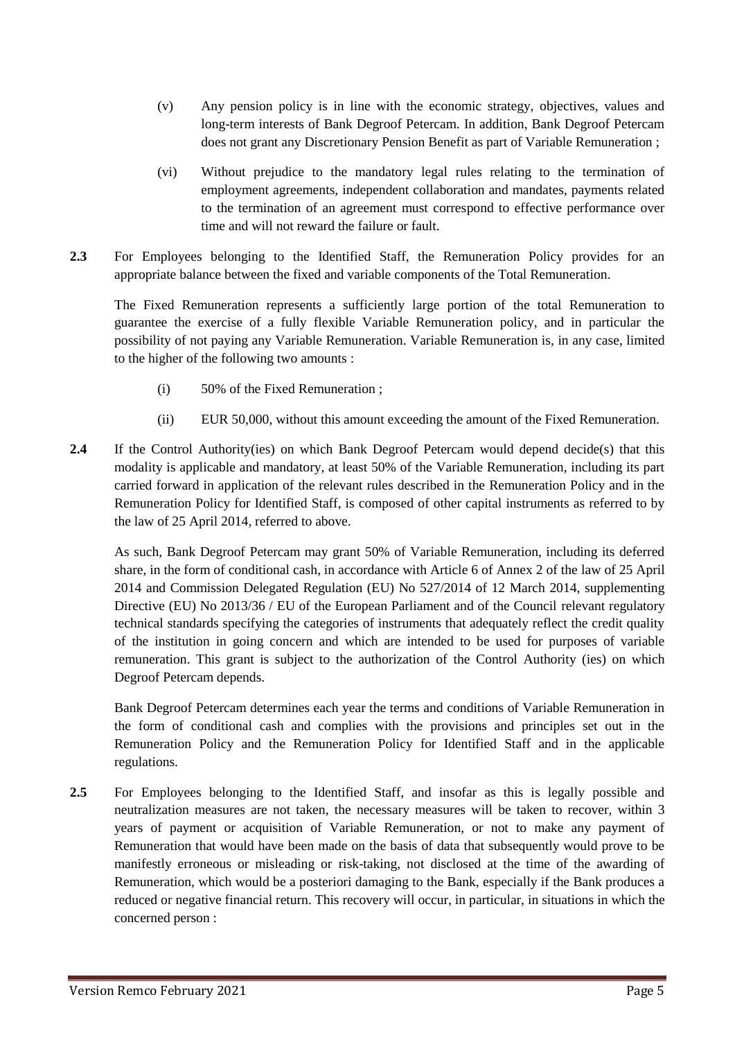(v) Any pension policy is in line with the economic strategy, objectives, values and long-term interests of Bank Degroof Petercam. In addition, Bank Degroof Petercam does not grant any Discretionary Pension Benefit as part of Variable Remuneration ;

(vi) Without prejudice to the mandatory legal rules relating to the termination of employment agreements, independent collaboration and mandates, payments related to the termination of an agreement must correspond to effective performance over time and will not reward the failure or fault.

**2.3** For Employees belonging to the Identified Staff, the Remuneration Policy provides for an appropriate balance between the fixed and variable components of the Total Remuneration.

The Fixed Remuneration represents a sufficiently large portion of the total Remuneration to guarantee the exercise of a fully flexible Variable Remuneration policy, and in particular the possibility of not paying any Variable Remuneration. Variable Remuneration is, in any case, limited to the higher of the following two amounts :

(i) 50% of the Fixed Remuneration ;

(ii) EUR 50,000, without this amount exceeding the amount of the Fixed Remuneration.

**2.4** If the Control Authority(ies) on which Bank Degroof Petercam would depend decide(s) that this modality is applicable and mandatory, at least 50% of the Variable Remuneration, including its part carried forward in application of the relevant rules described in the Remuneration Policy and in the Remuneration Policy for Identified Staff, is composed of other capital instruments as referred to by the law of 25 April 2014, referred to above.

As such, Bank Degroof Petercam may grant 50% of Variable Remuneration, including its deferred share, in the form of conditional cash, in accordance with Article 6 of Annex 2 of the law of 25 April 2014 and Commission Delegated Regulation (EU) No 527/2014 of 12 March 2014, supplementing Directive (EU) No 2013/36 / EU of the European Parliament and of the Council relevant regulatory technical standards specifying the categories of instruments that adequately reflect the credit quality of the institution in going concern and which are intended to be used for purposes of variable remuneration. This grant is subject to the authorization of the Control Authority (ies) on which Degroof Petercam depends.

Bank Degroof Petercam determines each year the terms and conditions of Variable Remuneration in the form of conditional cash and complies with the provisions and principles set out in the Remuneration Policy and the Remuneration Policy for Identified Staff and in the applicable regulations.

**2.5** For Employees belonging to the Identified Staff, and insofar as this is legally possible and neutralization measures are not taken, the necessary measures will be taken to recover, within 3 years of payment or acquisition of Variable Remuneration, or not to make any payment of Remuneration that would have been made on the basis of data that subsequently would prove to be manifestly erroneous or misleading or risk-taking, not disclosed at the time of the awarding of Remuneration, which would be a posteriori damaging to the Bank, especially if the Bank produces a reduced or negative financial return. This recovery will occur, in particular, in situations in which the concerned person :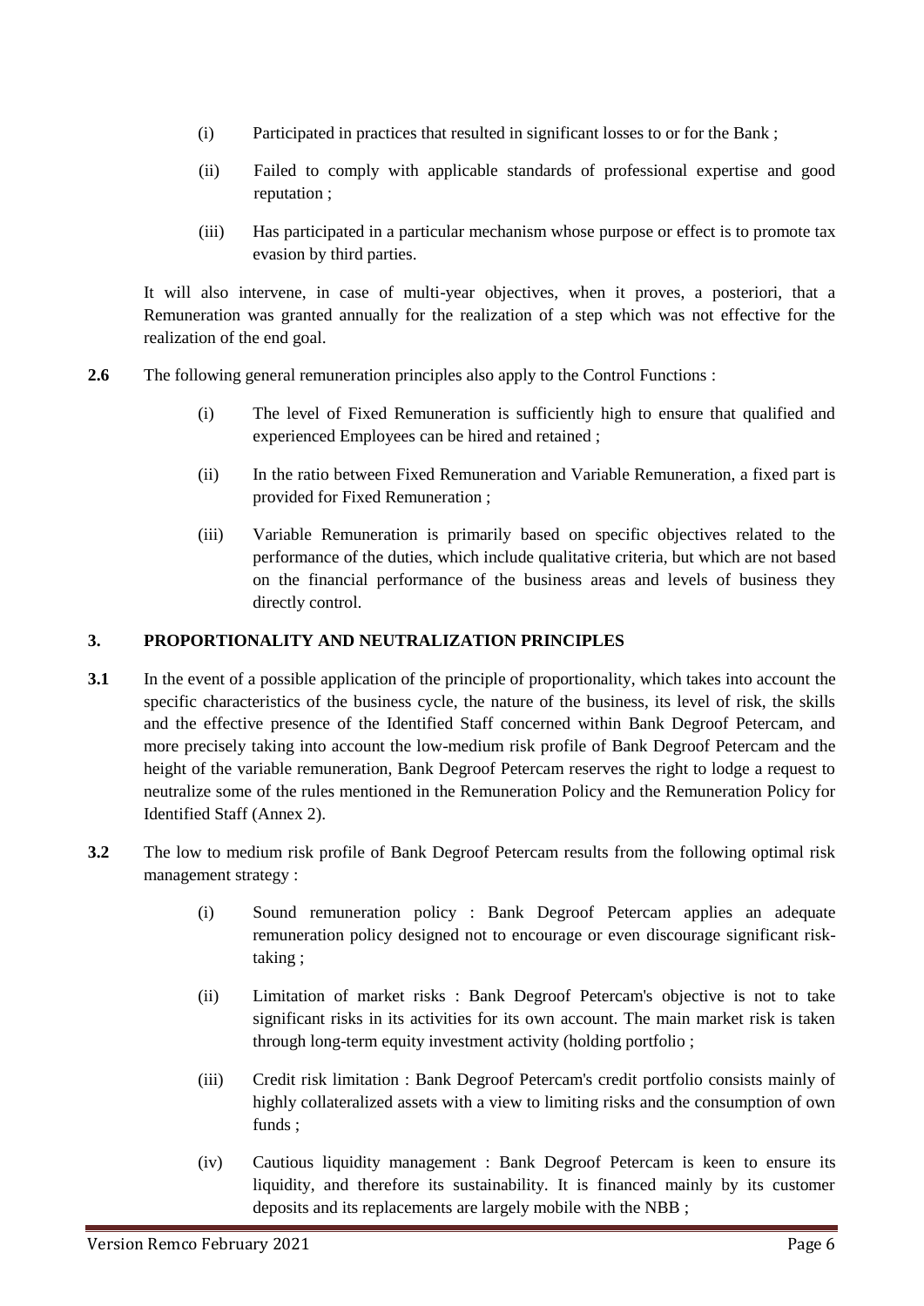(i) Participated in practices that resulted in significant losses to or for the Bank ;

(ii) Failed to comply with applicable standards of professional expertise and good reputation ;

(iii) Has participated in a particular mechanism whose purpose or effect is to promote tax evasion by third parties.

It will also intervene, in case of multi-year objectives, when it proves, a posteriori, that a Remuneration was granted annually for the realization of a step which was not effective for the realization of the end goal.

**2.6** The following general remuneration principles also apply to the Control Functions :

(i) The level of Fixed Remuneration is sufficiently high to ensure that qualified and experienced Employees can be hired and retained ;

(ii) In the ratio between Fixed Remuneration and Variable Remuneration, a fixed part is provided for Fixed Remuneration ;

(iii) Variable Remuneration is primarily based on specific objectives related to the performance of the duties, which include qualitative criteria, but which are not based on the financial performance of the business areas and levels of business they directly control.

## 3. PROPORTIONALITY AND NEUTRALIZATION PRINCIPLES

**3.1** In the event of a possible application of the principle of proportionality, which takes into account the specific characteristics of the business cycle, the nature of the business, its level of risk, the skills and the effective presence of the Identified Staff concerned within Bank Degroof Petercam, and more precisely taking into account the low-medium risk profile of Bank Degroof Petercam and the height of the variable remuneration, Bank Degroof Petercam reserves the right to lodge a request to neutralize some of the rules mentioned in the Remuneration Policy and the Remuneration Policy for Identified Staff (Annex 2).

**3.2** The low to medium risk profile of Bank Degroof Petercam results from the following optimal risk management strategy :

(i) Sound remuneration policy : Bank Degroof Petercam applies an adequate remuneration policy designed not to encourage or even discourage significant risk-taking ;

(ii) Limitation of market risks : Bank Degroof Petercam's objective is not to take significant risks in its activities for its own account. The main market risk is taken through long-term equity investment activity (holding portfolio ;

(iii) Credit risk limitation : Bank Degroof Petercam's credit portfolio consists mainly of highly collateralized assets with a view to limiting risks and the consumption of own funds ;

(iv) Cautious liquidity management : Bank Degroof Petercam is keen to ensure its liquidity, and therefore its sustainability. It is financed mainly by its customer deposits and its replacements are largely mobile with the NBB ;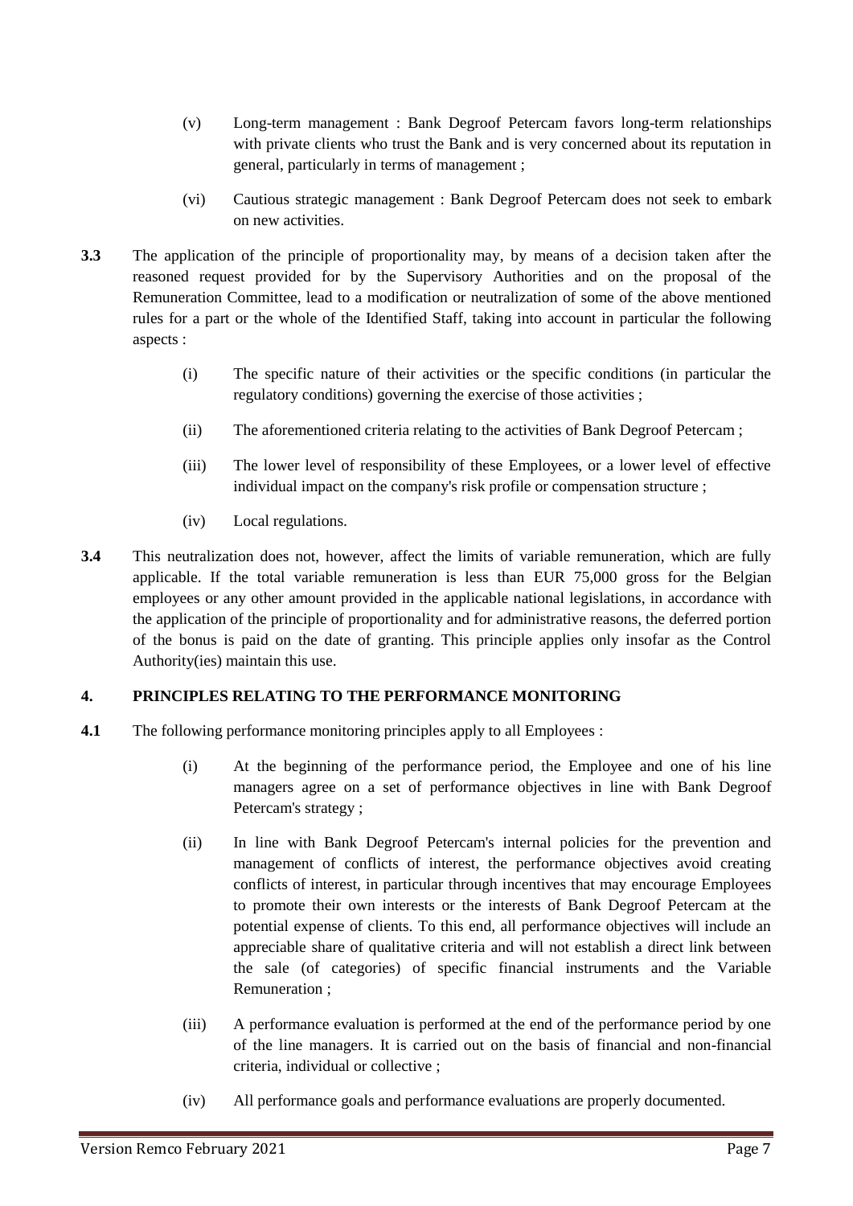(v) Long-term management : Bank Degroof Petercam favors long-term relationships with private clients who trust the Bank and is very concerned about its reputation in general, particularly in terms of management ;

(vi) Cautious strategic management : Bank Degroof Petercam does not seek to embark on new activities.

**3.3** The application of the principle of proportionality may, by means of a decision taken after the reasoned request provided for by the Supervisory Authorities and on the proposal of the Remuneration Committee, lead to a modification or neutralization of some of the above mentioned rules for a part or the whole of the Identified Staff, taking into account in particular the following aspects :

(i) The specific nature of their activities or the specific conditions (in particular the regulatory conditions) governing the exercise of those activities ;

(ii) The aforementioned criteria relating to the activities of Bank Degroof Petercam ;

(iii) The lower level of responsibility of these Employees, or a lower level of effective individual impact on the company's risk profile or compensation structure ;

(iv) Local regulations.

**3.4** This neutralization does not, however, affect the limits of variable remuneration, which are fully applicable. If the total variable remuneration is less than EUR 75,000 gross for the Belgian employees or any other amount provided in the applicable national legislations, in accordance with the application of the principle of proportionality and for administrative reasons, the deferred portion of the bonus is paid on the date of granting. This principle applies only insofar as the Control Authority(ies) maintain this use.

## 4. PRINCIPLES RELATING TO THE PERFORMANCE MONITORING

**4.1** The following performance monitoring principles apply to all Employees :

(i) At the beginning of the performance period, the Employee and one of his line managers agree on a set of performance objectives in line with Bank Degroof Petercam's strategy ;

(ii) In line with Bank Degroof Petercam's internal policies for the prevention and management of conflicts of interest, the performance objectives avoid creating conflicts of interest, in particular through incentives that may encourage Employees to promote their own interests or the interests of Bank Degroof Petercam at the potential expense of clients. To this end, all performance objectives will include an appreciable share of qualitative criteria and will not establish a direct link between the sale (of categories) of specific financial instruments and the Variable Remuneration ;

(iii) A performance evaluation is performed at the end of the performance period by one of the line managers. It is carried out on the basis of financial and non-financial criteria, individual or collective ;

(iv) All performance goals and performance evaluations are properly documented.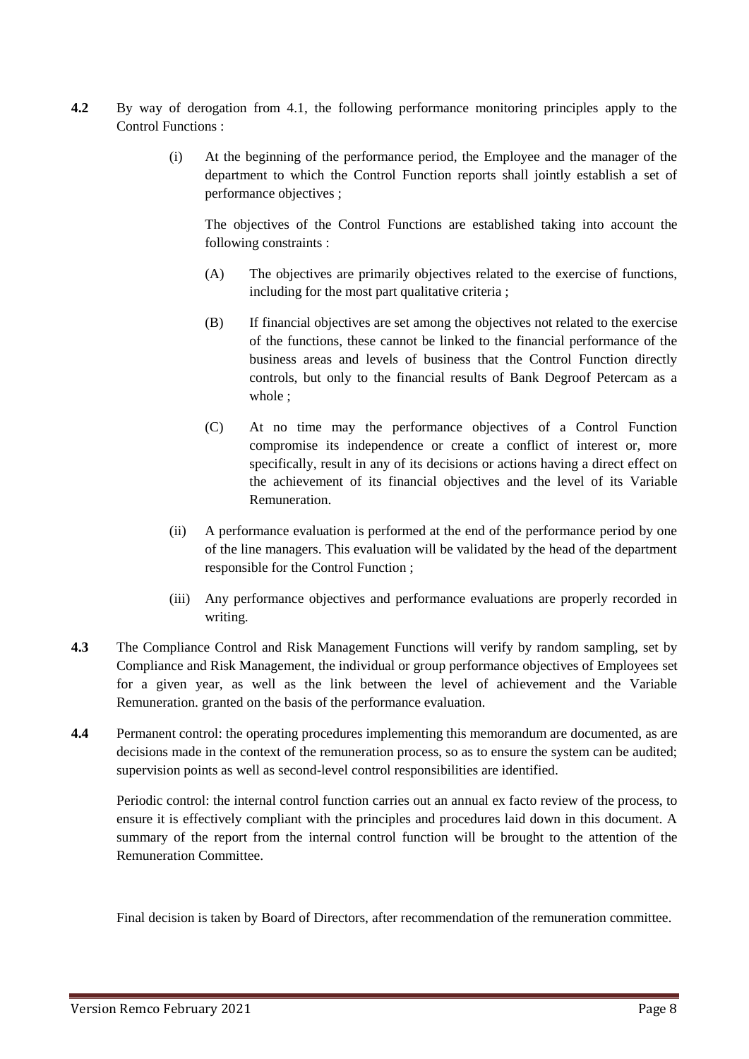**4.2** By way of derogation from 4.1, the following performance monitoring principles apply to the Control Functions :

(i) At the beginning of the performance period, the Employee and the manager of the department to which the Control Function reports shall jointly establish a set of performance objectives ;

The objectives of the Control Functions are established taking into account the following constraints :

(A) The objectives are primarily objectives related to the exercise of functions, including for the most part qualitative criteria ;

(B) If financial objectives are set among the objectives not related to the exercise of the functions, these cannot be linked to the financial performance of the business areas and levels of business that the Control Function directly controls, but only to the financial results of Bank Degroof Petercam as a whole ;

(C) At no time may the performance objectives of a Control Function compromise its independence or create a conflict of interest or, more specifically, result in any of its decisions or actions having a direct effect on the achievement of its financial objectives and the level of its Variable Remuneration.

(ii) A performance evaluation is performed at the end of the performance period by one of the line managers. This evaluation will be validated by the head of the department responsible for the Control Function ;

(iii) Any performance objectives and performance evaluations are properly recorded in writing.

**4.3** The Compliance Control and Risk Management Functions will verify by random sampling, set by Compliance and Risk Management, the individual or group performance objectives of Employees set for a given year, as well as the link between the level of achievement and the Variable Remuneration. granted on the basis of the performance evaluation.

**4.4** Permanent control: the operating procedures implementing this memorandum are documented, as are decisions made in the context of the remuneration process, so as to ensure the system can be audited; supervision points as well as second-level control responsibilities are identified.

Periodic control: the internal control function carries out an annual ex facto review of the process, to ensure it is effectively compliant with the principles and procedures laid down in this document. A summary of the report from the internal control function will be brought to the attention of the Remuneration Committee.

Final decision is taken by Board of Directors, after recommendation of the remuneration committee.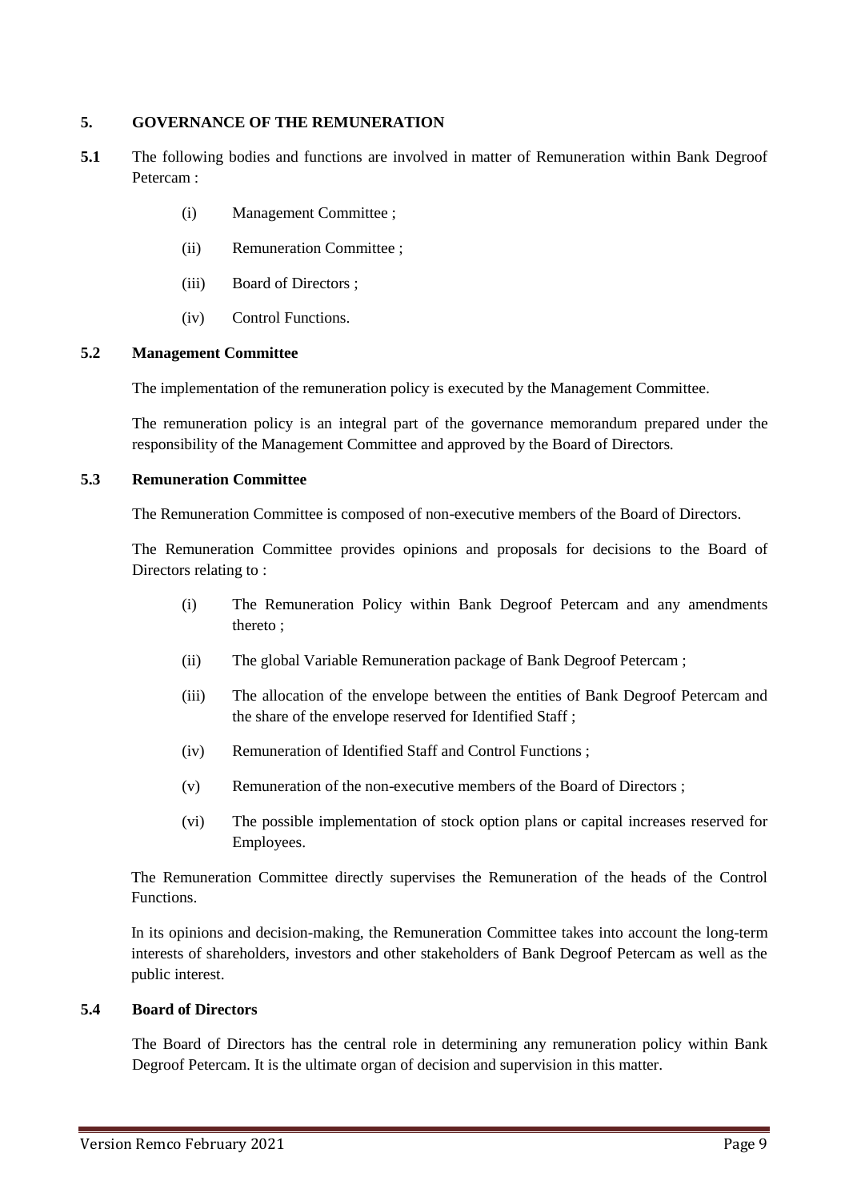## 5. GOVERNANCE OF THE REMUNERATION

**5.1** The following bodies and functions are involved in matter of Remuneration within Bank Degroof Petercam :

- (i) Management Committee ;
- (ii) Remuneration Committee ;
- (iii) Board of Directors ;
- (iv) Control Functions.

### 5.2 Management Committee

The implementation of the remuneration policy is executed by the Management Committee.

The remuneration policy is an integral part of the governance memorandum prepared under the responsibility of the Management Committee and approved by the Board of Directors.

### 5.3 Remuneration Committee

The Remuneration Committee is composed of non-executive members of the Board of Directors.

The Remuneration Committee provides opinions and proposals for decisions to the Board of Directors relating to :

- (i) The Remuneration Policy within Bank Degroof Petercam and any amendments thereto ;
- (ii) The global Variable Remuneration package of Bank Degroof Petercam ;
- (iii) The allocation of the envelope between the entities of Bank Degroof Petercam and the share of the envelope reserved for Identified Staff ;
- (iv) Remuneration of Identified Staff and Control Functions ;
- (v) Remuneration of the non-executive members of the Board of Directors ;
- (vi) The possible implementation of stock option plans or capital increases reserved for Employees.

The Remuneration Committee directly supervises the Remuneration of the heads of the Control Functions.

In its opinions and decision-making, the Remuneration Committee takes into account the long-term interests of shareholders, investors and other stakeholders of Bank Degroof Petercam as well as the public interest.

### 5.4 Board of Directors

The Board of Directors has the central role in determining any remuneration policy within Bank Degroof Petercam. It is the ultimate organ of decision and supervision in this matter.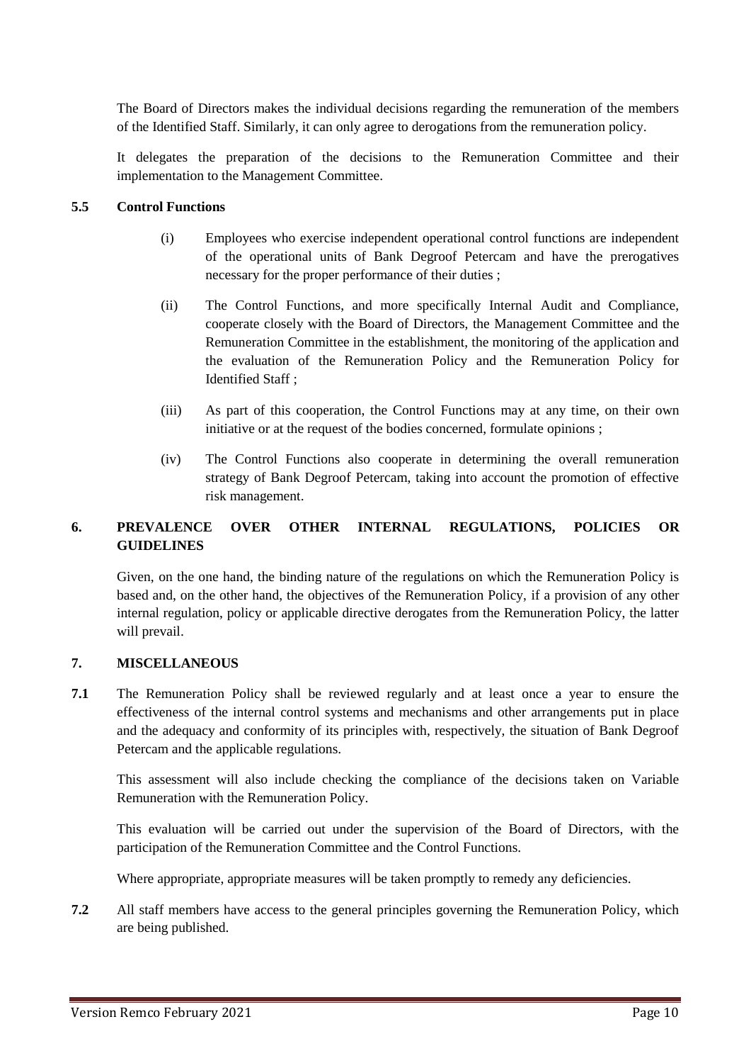The Board of Directors makes the individual decisions regarding the remuneration of the members of the Identified Staff. Similarly, it can only agree to derogations from the remuneration policy.

It delegates the preparation of the decisions to the Remuneration Committee and their implementation to the Management Committee.

### 5.5 Control Functions

(i) Employees who exercise independent operational control functions are independent of the operational units of Bank Degroof Petercam and have the prerogatives necessary for the proper performance of their duties ;

(ii) The Control Functions, and more specifically Internal Audit and Compliance, cooperate closely with the Board of Directors, the Management Committee and the Remuneration Committee in the establishment, the monitoring of the application and the evaluation of the Remuneration Policy and the Remuneration Policy for Identified Staff ;

(iii) As part of this cooperation, the Control Functions may at any time, on their own initiative or at the request of the bodies concerned, formulate opinions ;

(iv) The Control Functions also cooperate in determining the overall remuneration strategy of Bank Degroof Petercam, taking into account the promotion of effective risk management.

## 6. PREVALENCE OVER OTHER INTERNAL REGULATIONS, POLICIES OR GUIDELINES

Given, on the one hand, the binding nature of the regulations on which the Remuneration Policy is based and, on the other hand, the objectives of the Remuneration Policy, if a provision of any other internal regulation, policy or applicable directive derogates from the Remuneration Policy, the latter will prevail.

## 7. MISCELLANEOUS

**7.1** The Remuneration Policy shall be reviewed regularly and at least once a year to ensure the effectiveness of the internal control systems and mechanisms and other arrangements put in place and the adequacy and conformity of its principles with, respectively, the situation of Bank Degroof Petercam and the applicable regulations.

This assessment will also include checking the compliance of the decisions taken on Variable Remuneration with the Remuneration Policy.

This evaluation will be carried out under the supervision of the Board of Directors, with the participation of the Remuneration Committee and the Control Functions.

Where appropriate, appropriate measures will be taken promptly to remedy any deficiencies.

**7.2** All staff members have access to the general principles governing the Remuneration Policy, which are being published.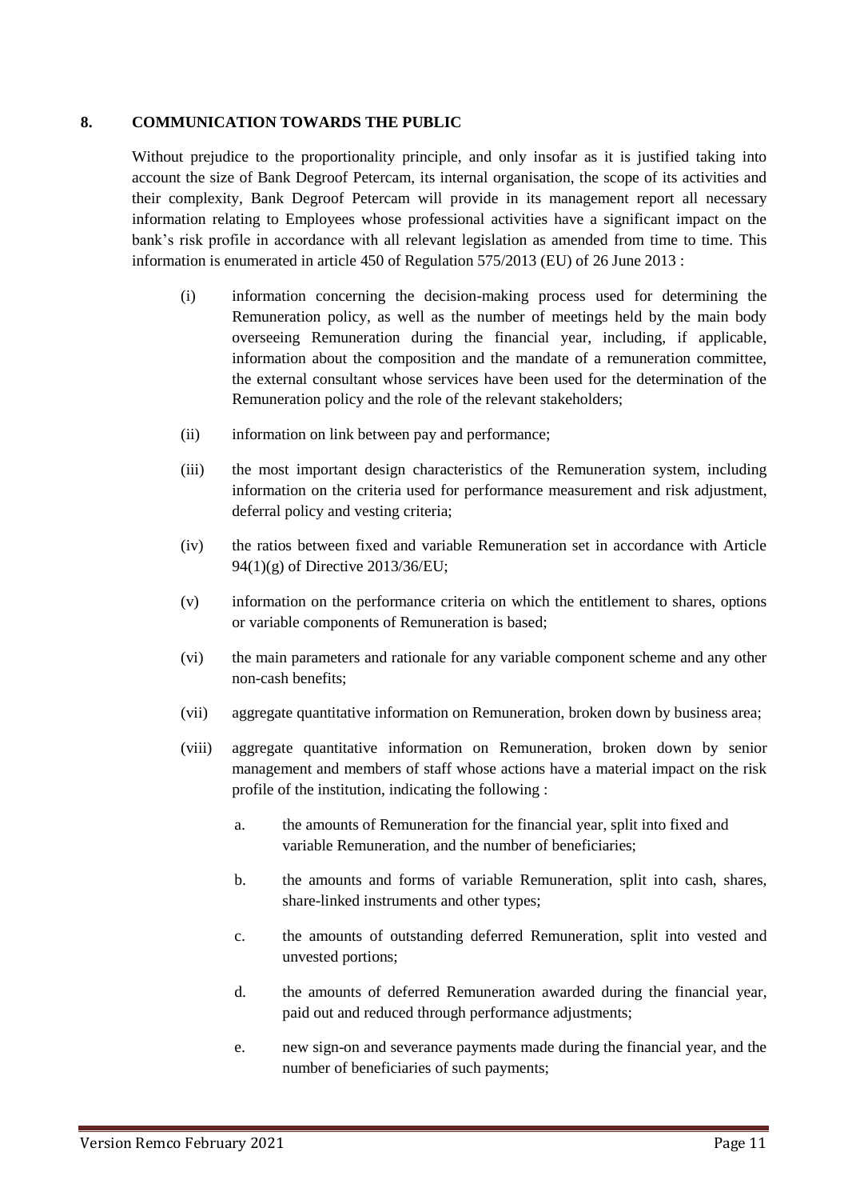## 8. COMMUNICATION TOWARDS THE PUBLIC

Without prejudice to the proportionality principle, and only insofar as it is justified taking into account the size of Bank Degroof Petercam, its internal organisation, the scope of its activities and their complexity, Bank Degroof Petercam will provide in its management report all necessary information relating to Employees whose professional activities have a significant impact on the bank's risk profile in accordance with all relevant legislation as amended from time to time. This information is enumerated in article 450 of Regulation 575/2013 (EU) of 26 June 2013 :

- (i) information concerning the decision-making process used for determining the Remuneration policy, as well as the number of meetings held by the main body overseeing Remuneration during the financial year, including, if applicable, information about the composition and the mandate of a remuneration committee, the external consultant whose services have been used for the determination of the Remuneration policy and the role of the relevant stakeholders;
- (ii) information on link between pay and performance;
- (iii) the most important design characteristics of the Remuneration system, including information on the criteria used for performance measurement and risk adjustment, deferral policy and vesting criteria;
- (iv) the ratios between fixed and variable Remuneration set in accordance with Article 94(1)(g) of Directive 2013/36/EU;
- (v) information on the performance criteria on which the entitlement to shares, options or variable components of Remuneration is based;
- (vi) the main parameters and rationale for any variable component scheme and any other non-cash benefits;
- (vii) aggregate quantitative information on Remuneration, broken down by business area;
- (viii) aggregate quantitative information on Remuneration, broken down by senior management and members of staff whose actions have a material impact on the risk profile of the institution, indicating the following :
  - a. the amounts of Remuneration for the financial year, split into fixed and variable Remuneration, and the number of beneficiaries;
  - b. the amounts and forms of variable Remuneration, split into cash, shares, share-linked instruments and other types;
  - c. the amounts of outstanding deferred Remuneration, split into vested and unvested portions;
  - d. the amounts of deferred Remuneration awarded during the financial year, paid out and reduced through performance adjustments;
  - e. new sign-on and severance payments made during the financial year, and the number of beneficiaries of such payments;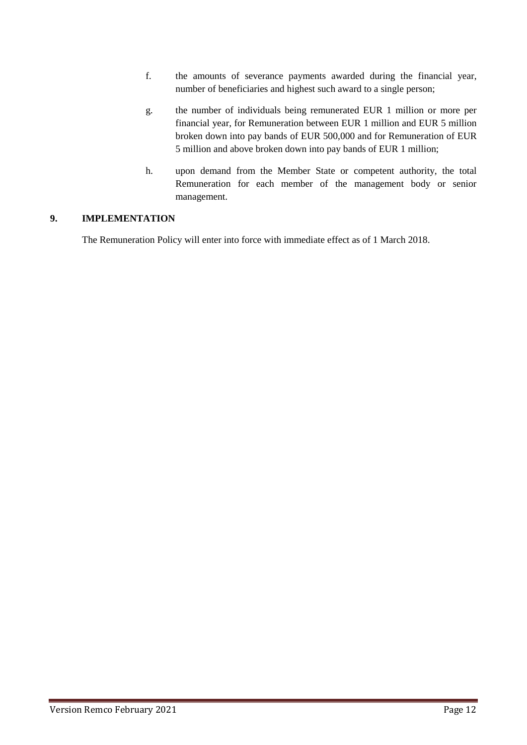f. the amounts of severance payments awarded during the financial year, number of beneficiaries and highest such award to a single person;

g. the number of individuals being remunerated EUR 1 million or more per financial year, for Remuneration between EUR 1 million and EUR 5 million broken down into pay bands of EUR 500,000 and for Remuneration of EUR 5 million and above broken down into pay bands of EUR 1 million;

h. upon demand from the Member State or competent authority, the total Remuneration for each member of the management body or senior management.

## 9. IMPLEMENTATION

The Remuneration Policy will enter into force with immediate effect as of 1 March 2018.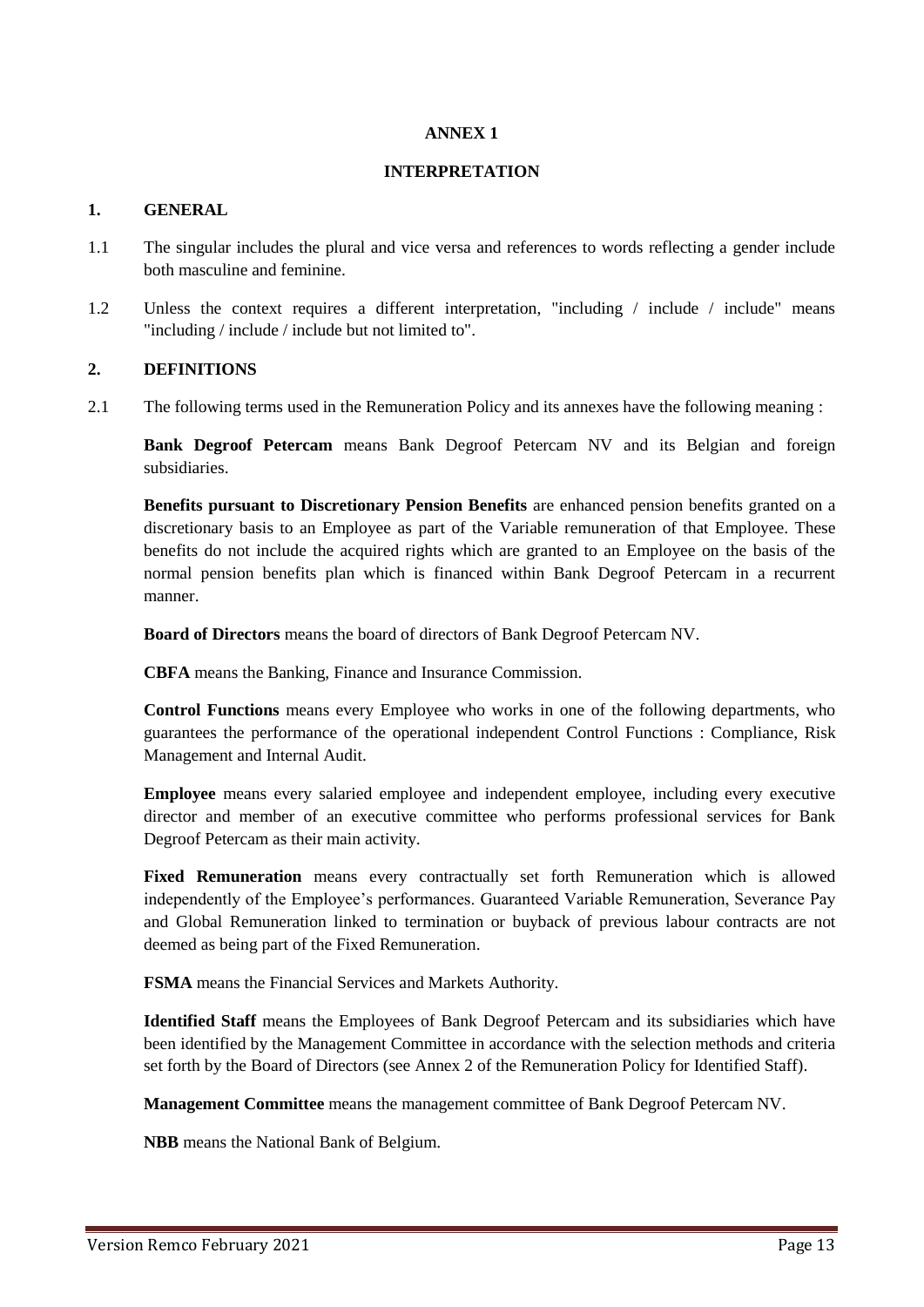# ANNEX 1

## INTERPRETATION

### 1. GENERAL

1.1 The singular includes the plural and vice versa and references to words reflecting a gender include both masculine and feminine.

1.2 Unless the context requires a different interpretation, "including / include / include" means "including / include / include but not limited to".

### 2. DEFINITIONS

2.1 The following terms used in the Remuneration Policy and its annexes have the following meaning :

**Bank Degroof Petercam** means Bank Degroof Petercam NV and its Belgian and foreign subsidiaries.

**Benefits pursuant to Discretionary Pension Benefits** are enhanced pension benefits granted on a discretionary basis to an Employee as part of the Variable remuneration of that Employee. These benefits do not include the acquired rights which are granted to an Employee on the basis of the normal pension benefits plan which is financed within Bank Degroof Petercam in a recurrent manner.

**Board of Directors** means the board of directors of Bank Degroof Petercam NV.

**CBFA** means the Banking, Finance and Insurance Commission.

**Control Functions** means every Employee who works in one of the following departments, who guarantees the performance of the operational independent Control Functions : Compliance, Risk Management and Internal Audit.

**Employee** means every salaried employee and independent employee, including every executive director and member of an executive committee who performs professional services for Bank Degroof Petercam as their main activity.

**Fixed Remuneration** means every contractually set forth Remuneration which is allowed independently of the Employee's performances. Guaranteed Variable Remuneration, Severance Pay and Global Remuneration linked to termination or buyback of previous labour contracts are not deemed as being part of the Fixed Remuneration.

**FSMA** means the Financial Services and Markets Authority.

**Identified Staff** means the Employees of Bank Degroof Petercam and its subsidiaries which have been identified by the Management Committee in accordance with the selection methods and criteria set forth by the Board of Directors (see Annex 2 of the Remuneration Policy for Identified Staff).

**Management Committee** means the management committee of Bank Degroof Petercam NV.

**NBB** means the National Bank of Belgium.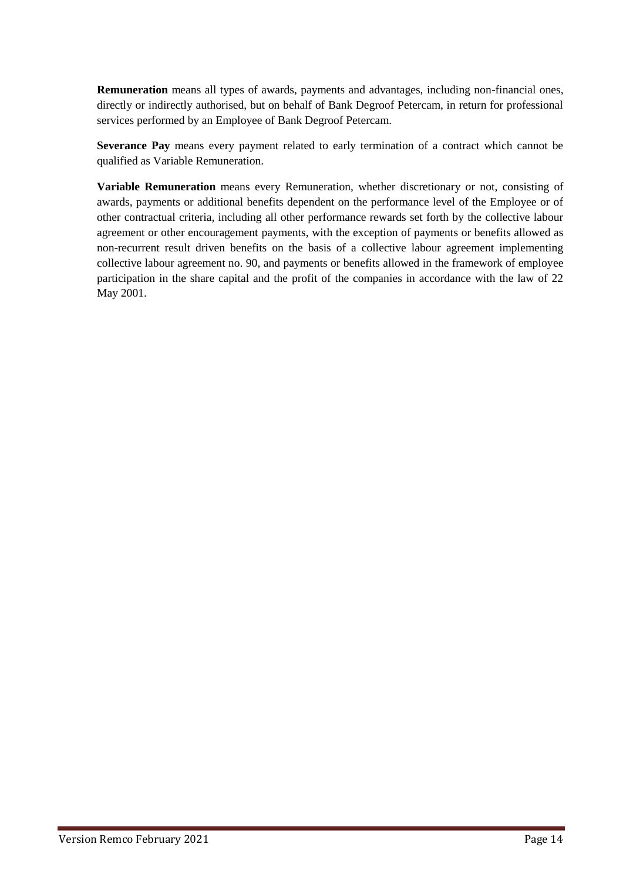**Remuneration** means all types of awards, payments and advantages, including non-financial ones, directly or indirectly authorised, but on behalf of Bank Degroof Petercam, in return for professional services performed by an Employee of Bank Degroof Petercam.

**Severance Pay** means every payment related to early termination of a contract which cannot be qualified as Variable Remuneration.

**Variable Remuneration** means every Remuneration, whether discretionary or not, consisting of awards, payments or additional benefits dependent on the performance level of the Employee or of other contractual criteria, including all other performance rewards set forth by the collective labour agreement or other encouragement payments, with the exception of payments or benefits allowed as non-recurrent result driven benefits on the basis of a collective labour agreement implementing collective labour agreement no. 90, and payments or benefits allowed in the framework of employee participation in the share capital and the profit of the companies in accordance with the law of 22 May 2001.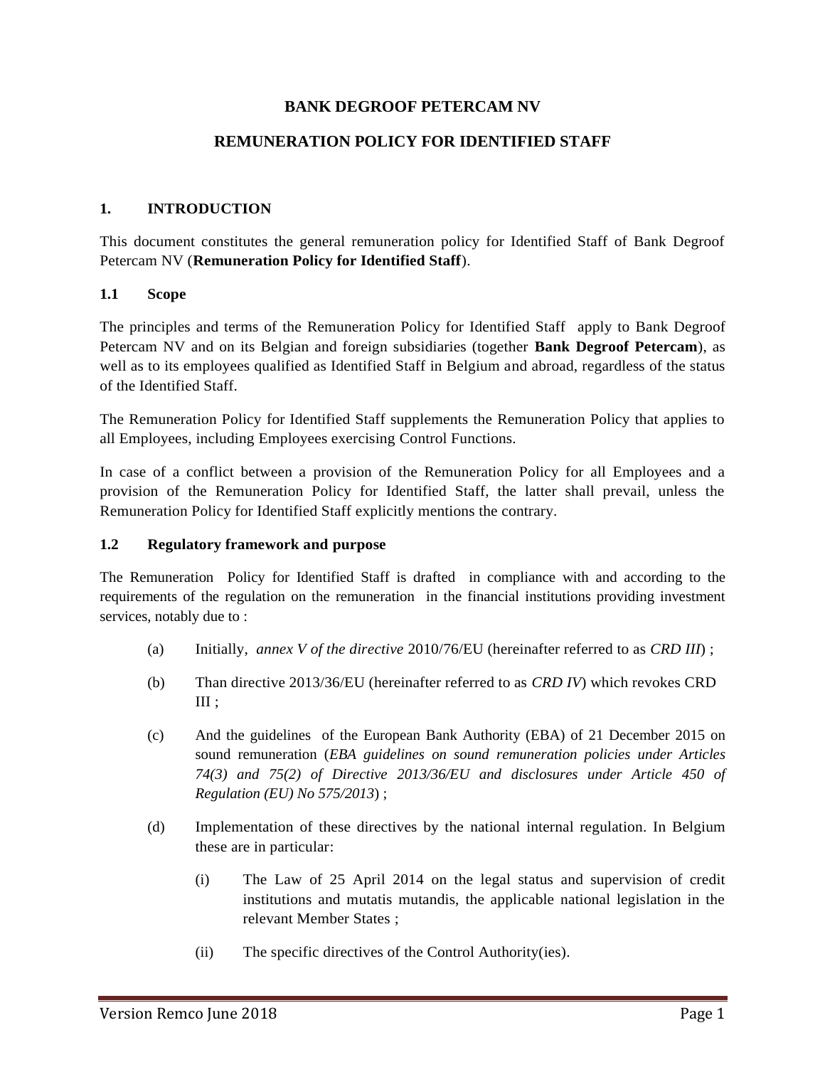# BANK DEGROOF PETERCAM NV

# REMUNERATION POLICY FOR IDENTIFIED STAFF

## 1. INTRODUCTION

This document constitutes the general remuneration policy for Identified Staff of Bank Degroof Petercam NV (**Remuneration Policy for Identified Staff**).

### 1.1 Scope

The principles and terms of the Remuneration Policy for Identified Staff apply to Bank Degroof Petercam NV and on its Belgian and foreign subsidiaries (together **Bank Degroof Petercam**), as well as to its employees qualified as Identified Staff in Belgium and abroad, regardless of the status of the Identified Staff.

The Remuneration Policy for Identified Staff supplements the Remuneration Policy that applies to all Employees, including Employees exercising Control Functions.

In case of a conflict between a provision of the Remuneration Policy for all Employees and a provision of the Remuneration Policy for Identified Staff, the latter shall prevail, unless the Remuneration Policy for Identified Staff explicitly mentions the contrary.

### 1.2 Regulatory framework and purpose

The Remuneration Policy for Identified Staff is drafted in compliance with and according to the requirements of the regulation on the remuneration in the financial institutions providing investment services, notably due to :

(a) Initially, *annex V of the directive* 2010/76/EU (hereinafter referred to as *CRD III*) ;

(b) Than directive 2013/36/EU (hereinafter referred to as *CRD IV*) which revokes CRD III ;

(c) And the guidelines of the European Bank Authority (EBA) of 21 December 2015 on sound remuneration (*EBA guidelines on sound remuneration policies under Articles 74(3) and 75(2) of Directive 2013/36/EU and disclosures under Article 450 of Regulation (EU) No 575/2013*) ;

(d) Implementation of these directives by the national internal regulation. In Belgium these are in particular:

   (i) The Law of 25 April 2014 on the legal status and supervision of credit institutions and mutatis mutandis, the applicable national legislation in the relevant Member States ;

   (ii) The specific directives of the Control Authority(ies).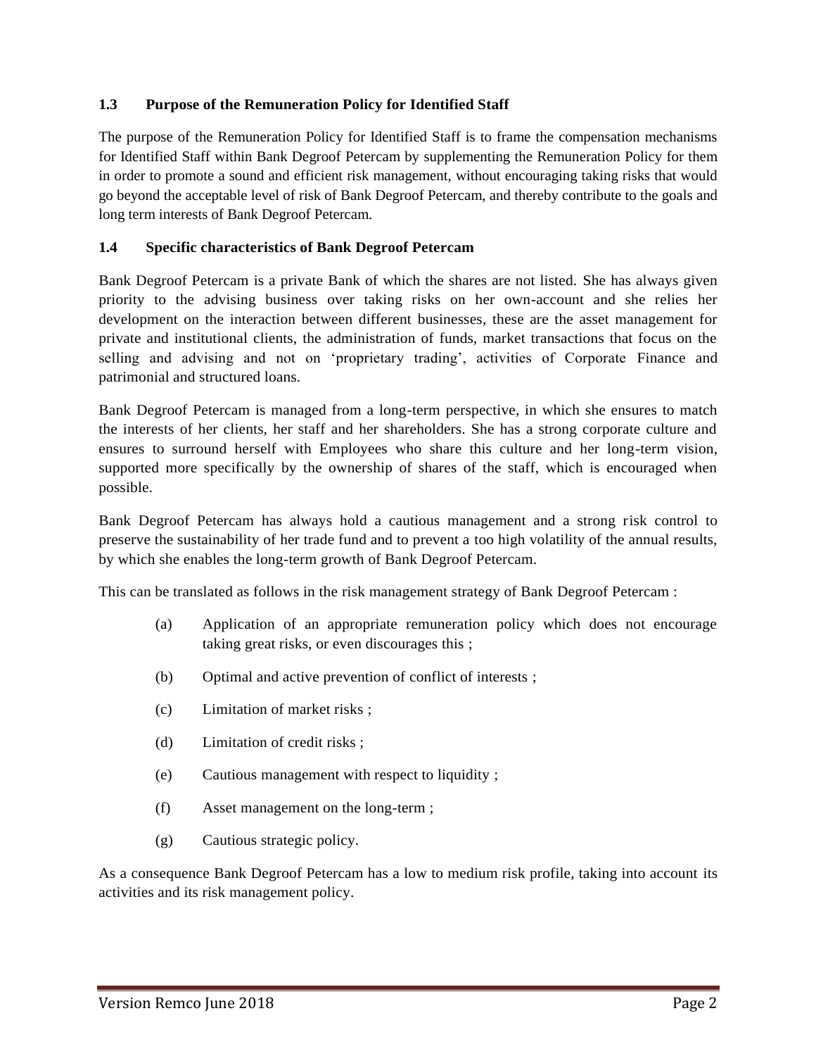### 1.3 Purpose of the Remuneration Policy for Identified Staff

The purpose of the Remuneration Policy for Identified Staff is to frame the compensation mechanisms for Identified Staff within Bank Degroof Petercam by supplementing the Remuneration Policy for them in order to promote a sound and efficient risk management, without encouraging taking risks that would go beyond the acceptable level of risk of Bank Degroof Petercam, and thereby contribute to the goals and long term interests of Bank Degroof Petercam.

### 1.4 Specific characteristics of Bank Degroof Petercam

Bank Degroof Petercam is a private Bank of which the shares are not listed. She has always given priority to the advising business over taking risks on her own-account and she relies her development on the interaction between different businesses, these are the asset management for private and institutional clients, the administration of funds, market transactions that focus on the selling and advising and not on 'proprietary trading', activities of Corporate Finance and patrimonial and structured loans.

Bank Degroof Petercam is managed from a long-term perspective, in which she ensures to match the interests of her clients, her staff and her shareholders. She has a strong corporate culture and ensures to surround herself with Employees who share this culture and her long-term vision, supported more specifically by the ownership of shares of the staff, which is encouraged when possible.

Bank Degroof Petercam has always hold a cautious management and a strong risk control to preserve the sustainability of her trade fund and to prevent a too high volatility of the annual results, by which she enables the long-term growth of Bank Degroof Petercam.

This can be translated as follows in the risk management strategy of Bank Degroof Petercam :

(a) Application of an appropriate remuneration policy which does not encourage taking great risks, or even discourages this ;

(b) Optimal and active prevention of conflict of interests ;

(c) Limitation of market risks ;

(d) Limitation of credit risks ;

(e) Cautious management with respect to liquidity ;

(f) Asset management on the long-term ;

(g) Cautious strategic policy.

As a consequence Bank Degroof Petercam has a low to medium risk profile, taking into account its activities and its risk management policy.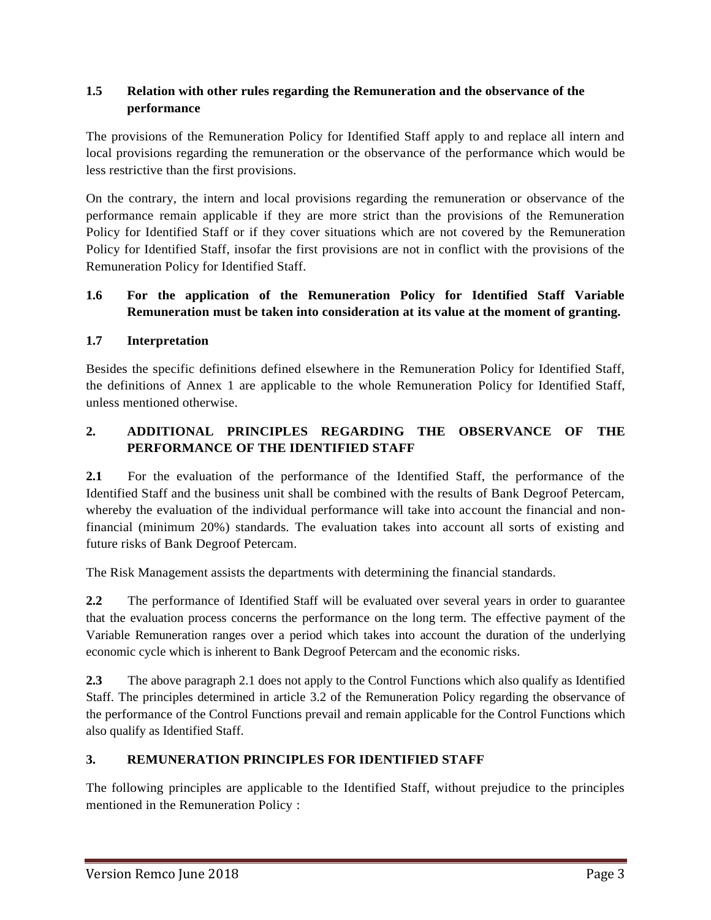### 1.5 Relation with other rules regarding the Remuneration and the observance of the performance

The provisions of the Remuneration Policy for Identified Staff apply to and replace all intern and local provisions regarding the remuneration or the observance of the performance which would be less restrictive than the first provisions.

On the contrary, the intern and local provisions regarding the remuneration or observance of the performance remain applicable if they are more strict than the provisions of the Remuneration Policy for Identified Staff or if they cover situations which are not covered by the Remuneration Policy for Identified Staff, insofar the first provisions are not in conflict with the provisions of the Remuneration Policy for Identified Staff.

### 1.6 For the application of the Remuneration Policy for Identified Staff Variable Remuneration must be taken into consideration at its value at the moment of granting.

### 1.7 Interpretation

Besides the specific definitions defined elsewhere in the Remuneration Policy for Identified Staff, the definitions of Annex 1 are applicable to the whole Remuneration Policy for Identified Staff, unless mentioned otherwise.

## 2. ADDITIONAL PRINCIPLES REGARDING THE OBSERVANCE OF THE PERFORMANCE OF THE IDENTIFIED STAFF

**2.1** For the evaluation of the performance of the Identified Staff, the performance of the Identified Staff and the business unit shall be combined with the results of Bank Degroof Petercam, whereby the evaluation of the individual performance will take into account the financial and non-financial (minimum 20%) standards. The evaluation takes into account all sorts of existing and future risks of Bank Degroof Petercam.

The Risk Management assists the departments with determining the financial standards.

**2.2** The performance of Identified Staff will be evaluated over several years in order to guarantee that the evaluation process concerns the performance on the long term. The effective payment of the Variable Remuneration ranges over a period which takes into account the duration of the underlying economic cycle which is inherent to Bank Degroof Petercam and the economic risks.

**2.3** The above paragraph 2.1 does not apply to the Control Functions which also qualify as Identified Staff. The principles determined in article 3.2 of the Remuneration Policy regarding the observance of the performance of the Control Functions prevail and remain applicable for the Control Functions which also qualify as Identified Staff.

## 3. REMUNERATION PRINCIPLES FOR IDENTIFIED STAFF

The following principles are applicable to the Identified Staff, without prejudice to the principles mentioned in the Remuneration Policy :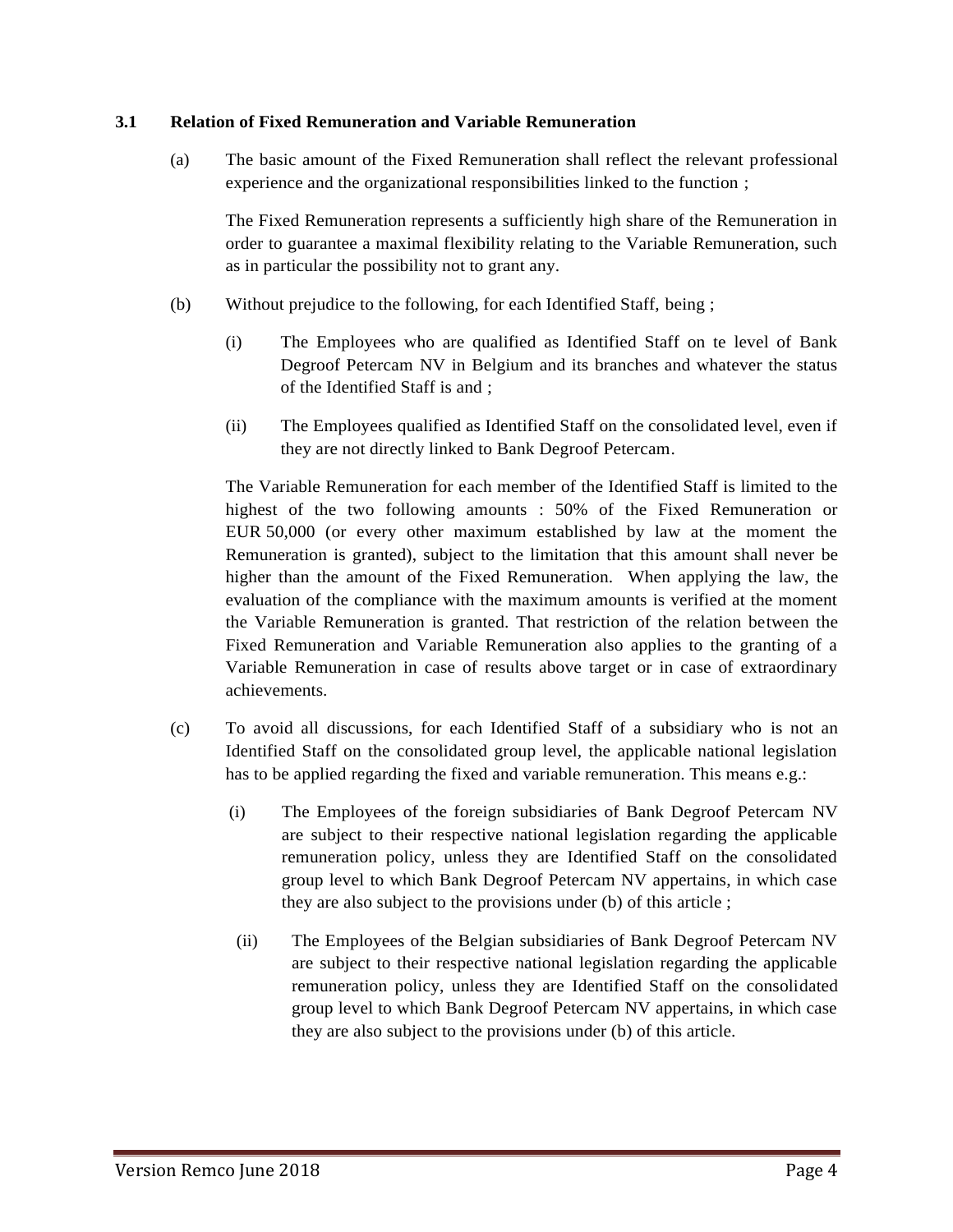### 3.1 Relation of Fixed Remuneration and Variable Remuneration

(a) The basic amount of the Fixed Remuneration shall reflect the relevant professional experience and the organizational responsibilities linked to the function ;

The Fixed Remuneration represents a sufficiently high share of the Remuneration in order to guarantee a maximal flexibility relating to the Variable Remuneration, such as in particular the possibility not to grant any.

(b) Without prejudice to the following, for each Identified Staff, being ;

(i) The Employees who are qualified as Identified Staff on te level of Bank Degroof Petercam NV in Belgium and its branches and whatever the status of the Identified Staff is and ;

(ii) The Employees qualified as Identified Staff on the consolidated level, even if they are not directly linked to Bank Degroof Petercam.

The Variable Remuneration for each member of the Identified Staff is limited to the highest of the two following amounts : 50% of the Fixed Remuneration or EUR 50,000 (or every other maximum established by law at the moment the Remuneration is granted), subject to the limitation that this amount shall never be higher than the amount of the Fixed Remuneration. When applying the law, the evaluation of the compliance with the maximum amounts is verified at the moment the Variable Remuneration is granted. That restriction of the relation between the Fixed Remuneration and Variable Remuneration also applies to the granting of a Variable Remuneration in case of results above target or in case of extraordinary achievements.

(c) To avoid all discussions, for each Identified Staff of a subsidiary who is not an Identified Staff on the consolidated group level, the applicable national legislation has to be applied regarding the fixed and variable remuneration. This means e.g.:

(i) The Employees of the foreign subsidiaries of Bank Degroof Petercam NV are subject to their respective national legislation regarding the applicable remuneration policy, unless they are Identified Staff on the consolidated group level to which Bank Degroof Petercam NV appertains, in which case they are also subject to the provisions under (b) of this article ;

(ii) The Employees of the Belgian subsidiaries of Bank Degroof Petercam NV are subject to their respective national legislation regarding the applicable remuneration policy, unless they are Identified Staff on the consolidated group level to which Bank Degroof Petercam NV appertains, in which case they are also subject to the provisions under (b) of this article.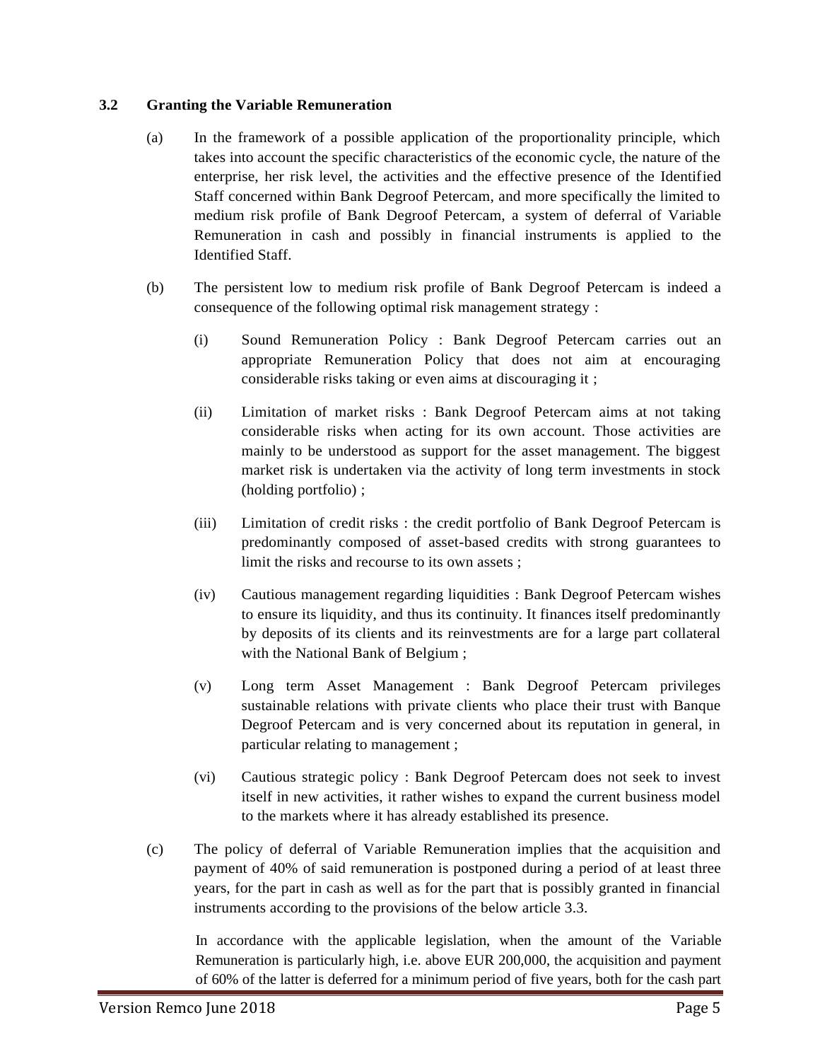### 3.2 Granting the Variable Remuneration

(a) In the framework of a possible application of the proportionality principle, which takes into account the specific characteristics of the economic cycle, the nature of the enterprise, her risk level, the activities and the effective presence of the Identified Staff concerned within Bank Degroof Petercam, and more specifically the limited to medium risk profile of Bank Degroof Petercam, a system of deferral of Variable Remuneration in cash and possibly in financial instruments is applied to the Identified Staff.

(b) The persistent low to medium risk profile of Bank Degroof Petercam is indeed a consequence of the following optimal risk management strategy :

(i) Sound Remuneration Policy : Bank Degroof Petercam carries out an appropriate Remuneration Policy that does not aim at encouraging considerable risks taking or even aims at discouraging it ;

(ii) Limitation of market risks : Bank Degroof Petercam aims at not taking considerable risks when acting for its own account. Those activities are mainly to be understood as support for the asset management. The biggest market risk is undertaken via the activity of long term investments in stock (holding portfolio) ;

(iii) Limitation of credit risks : the credit portfolio of Bank Degroof Petercam is predominantly composed of asset-based credits with strong guarantees to limit the risks and recourse to its own assets ;

(iv) Cautious management regarding liquidities : Bank Degroof Petercam wishes to ensure its liquidity, and thus its continuity. It finances itself predominantly by deposits of its clients and its reinvestments are for a large part collateral with the National Bank of Belgium ;

(v) Long term Asset Management : Bank Degroof Petercam privileges sustainable relations with private clients who place their trust with Banque Degroof Petercam and is very concerned about its reputation in general, in particular relating to management ;

(vi) Cautious strategic policy : Bank Degroof Petercam does not seek to invest itself in new activities, it rather wishes to expand the current business model to the markets where it has already established its presence.

(c) The policy of deferral of Variable Remuneration implies that the acquisition and payment of 40% of said remuneration is postponed during a period of at least three years, for the part in cash as well as for the part that is possibly granted in financial instruments according to the provisions of the below article 3.3.

In accordance with the applicable legislation, when the amount of the Variable Remuneration is particularly high, i.e. above EUR 200,000, the acquisition and payment of 60% of the latter is deferred for a minimum period of five years, both for the cash part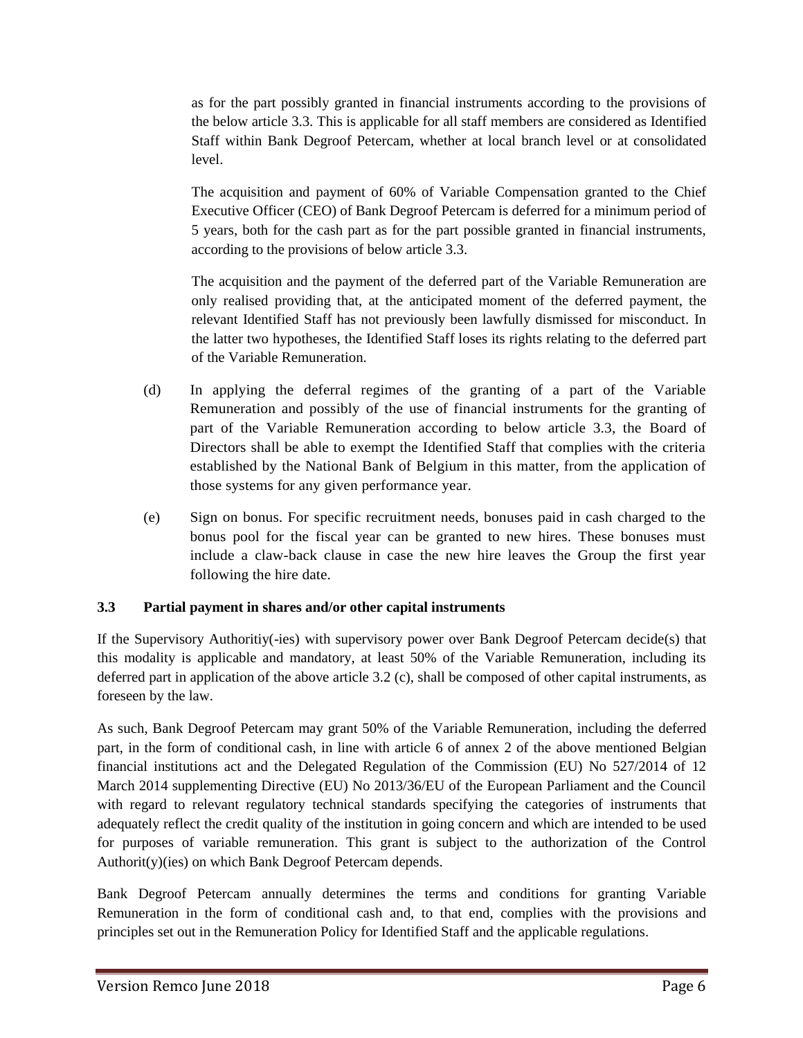as for the part possibly granted in financial instruments according to the provisions of the below article 3.3. This is applicable for all staff members are considered as Identified Staff within Bank Degroof Petercam, whether at local branch level or at consolidated level.

The acquisition and payment of 60% of Variable Compensation granted to the Chief Executive Officer (CEO) of Bank Degroof Petercam is deferred for a minimum period of 5 years, both for the cash part as for the part possible granted in financial instruments, according to the provisions of below article 3.3.

The acquisition and the payment of the deferred part of the Variable Remuneration are only realised providing that, at the anticipated moment of the deferred payment, the relevant Identified Staff has not previously been lawfully dismissed for misconduct. In the latter two hypotheses, the Identified Staff loses its rights relating to the deferred part of the Variable Remuneration.

(d) In applying the deferral regimes of the granting of a part of the Variable Remuneration and possibly of the use of financial instruments for the granting of part of the Variable Remuneration according to below article 3.3, the Board of Directors shall be able to exempt the Identified Staff that complies with the criteria established by the National Bank of Belgium in this matter, from the application of those systems for any given performance year.

(e) Sign on bonus. For specific recruitment needs, bonuses paid in cash charged to the bonus pool for the fiscal year can be granted to new hires. These bonuses must include a claw-back clause in case the new hire leaves the Group the first year following the hire date.

### 3.3 Partial payment in shares and/or other capital instruments

If the Supervisory Authoritiy(-ies) with supervisory power over Bank Degroof Petercam decide(s) that this modality is applicable and mandatory, at least 50% of the Variable Remuneration, including its deferred part in application of the above article 3.2 (c), shall be composed of other capital instruments, as foreseen by the law.

As such, Bank Degroof Petercam may grant 50% of the Variable Remuneration, including the deferred part, in the form of conditional cash, in line with article 6 of annex 2 of the above mentioned Belgian financial institutions act and the Delegated Regulation of the Commission (EU) No 527/2014 of 12 March 2014 supplementing Directive (EU) No 2013/36/EU of the European Parliament and the Council with regard to relevant regulatory technical standards specifying the categories of instruments that adequately reflect the credit quality of the institution in going concern and which are intended to be used for purposes of variable remuneration. This grant is subject to the authorization of the Control Authorit(y)(ies) on which Bank Degroof Petercam depends.

Bank Degroof Petercam annually determines the terms and conditions for granting Variable Remuneration in the form of conditional cash and, to that end, complies with the provisions and principles set out in the Remuneration Policy for Identified Staff and the applicable regulations.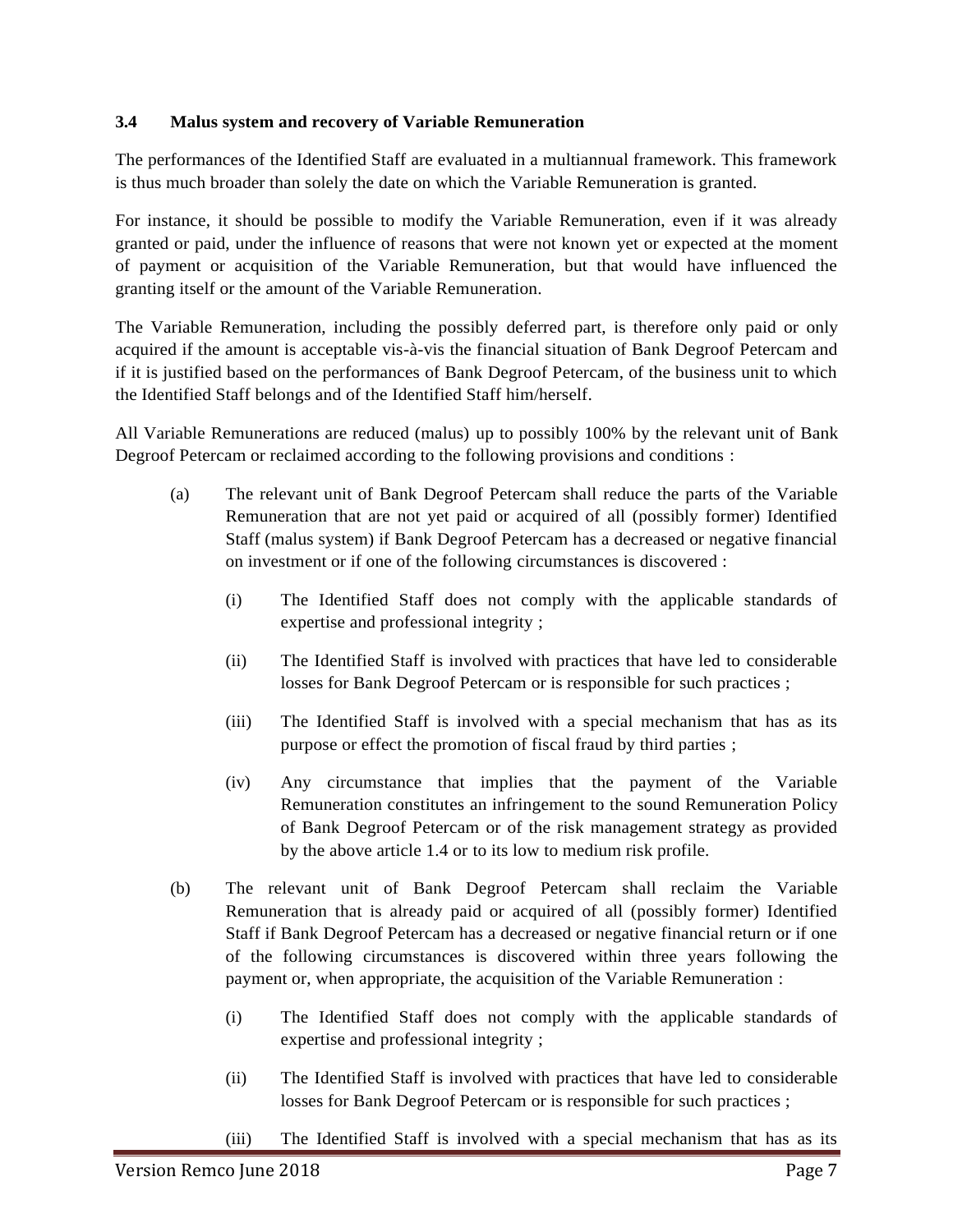### 3.4 Malus system and recovery of Variable Remuneration

The performances of the Identified Staff are evaluated in a multiannual framework. This framework is thus much broader than solely the date on which the Variable Remuneration is granted.

For instance, it should be possible to modify the Variable Remuneration, even if it was already granted or paid, under the influence of reasons that were not known yet or expected at the moment of payment or acquisition of the Variable Remuneration, but that would have influenced the granting itself or the amount of the Variable Remuneration.

The Variable Remuneration, including the possibly deferred part, is therefore only paid or only acquired if the amount is acceptable vis-à-vis the financial situation of Bank Degroof Petercam and if it is justified based on the performances of Bank Degroof Petercam, of the business unit to which the Identified Staff belongs and of the Identified Staff him/herself.

All Variable Remunerations are reduced (malus) up to possibly 100% by the relevant unit of Bank Degroof Petercam or reclaimed according to the following provisions and conditions :

(a) The relevant unit of Bank Degroof Petercam shall reduce the parts of the Variable Remuneration that are not yet paid or acquired of all (possibly former) Identified Staff (malus system) if Bank Degroof Petercam has a decreased or negative financial on investment or if one of the following circumstances is discovered :

  (i) The Identified Staff does not comply with the applicable standards of expertise and professional integrity ;

  (ii) The Identified Staff is involved with practices that have led to considerable losses for Bank Degroof Petercam or is responsible for such practices ;

  (iii) The Identified Staff is involved with a special mechanism that has as its purpose or effect the promotion of fiscal fraud by third parties ;

  (iv) Any circumstance that implies that the payment of the Variable Remuneration constitutes an infringement to the sound Remuneration Policy of Bank Degroof Petercam or of the risk management strategy as provided by the above article 1.4 or to its low to medium risk profile.

(b) The relevant unit of Bank Degroof Petercam shall reclaim the Variable Remuneration that is already paid or acquired of all (possibly former) Identified Staff if Bank Degroof Petercam has a decreased or negative financial return or if one of the following circumstances is discovered within three years following the payment or, when appropriate, the acquisition of the Variable Remuneration :

  (i) The Identified Staff does not comply with the applicable standards of expertise and professional integrity ;

  (ii) The Identified Staff is involved with practices that have led to considerable losses for Bank Degroof Petercam or is responsible for such practices ;

  (iii) The Identified Staff is involved with a special mechanism that has as its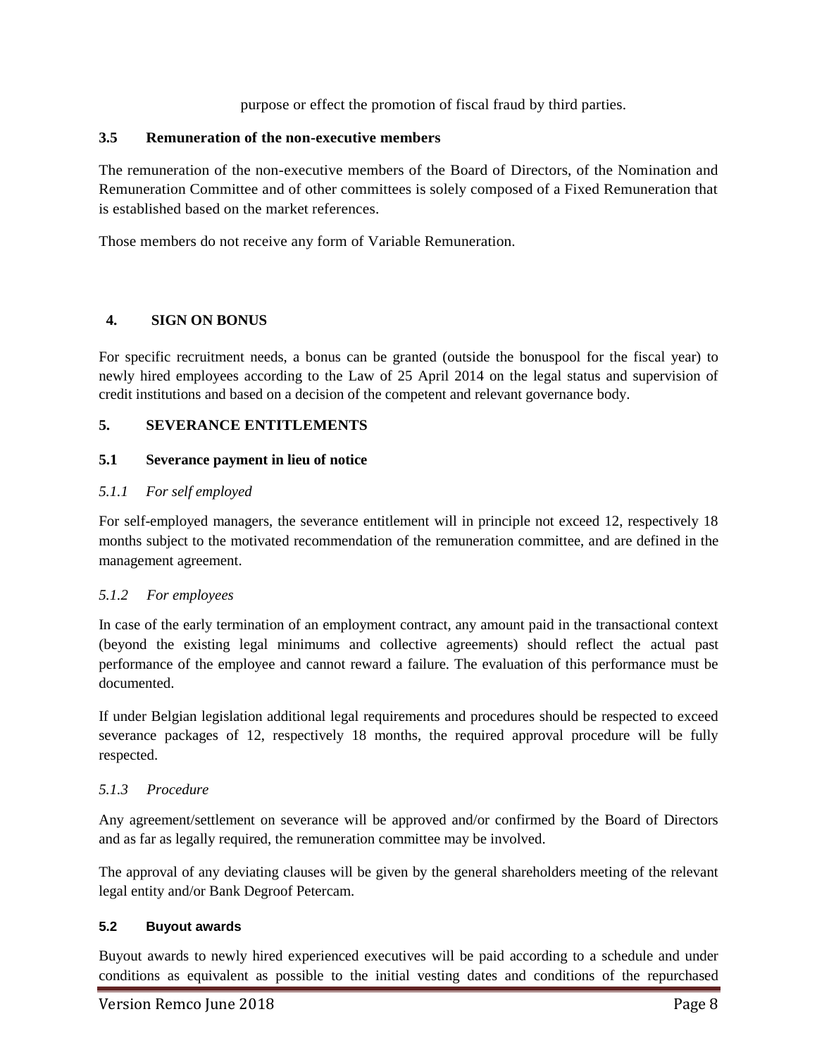purpose or effect the promotion of fiscal fraud by third parties.

### 3.5 Remuneration of the non-executive members

The remuneration of the non-executive members of the Board of Directors, of the Nomination and Remuneration Committee and of other committees is solely composed of a Fixed Remuneration that is established based on the market references.

Those members do not receive any form of Variable Remuneration.

## 4. SIGN ON BONUS

For specific recruitment needs, a bonus can be granted (outside the bonuspool for the fiscal year) to newly hired employees according to the Law of 25 April 2014 on the legal status and supervision of credit institutions and based on a decision of the competent and relevant governance body.

## 5. SEVERANCE ENTITLEMENTS

### 5.1 Severance payment in lieu of notice

#### *5.1.1 For self employed*

For self-employed managers, the severance entitlement will in principle not exceed 12, respectively 18 months subject to the motivated recommendation of the remuneration committee, and are defined in the management agreement.

#### *5.1.2 For employees*

In case of the early termination of an employment contract, any amount paid in the transactional context (beyond the existing legal minimums and collective agreements) should reflect the actual past performance of the employee and cannot reward a failure. The evaluation of this performance must be documented.

If under Belgian legislation additional legal requirements and procedures should be respected to exceed severance packages of 12, respectively 18 months, the required approval procedure will be fully respected.

#### *5.1.3 Procedure*

Any agreement/settlement on severance will be approved and/or confirmed by the Board of Directors and as far as legally required, the remuneration committee may be involved.

The approval of any deviating clauses will be given by the general shareholders meeting of the relevant legal entity and/or Bank Degroof Petercam.

### 5.2 Buyout awards

Buyout awards to newly hired experienced executives will be paid according to a schedule and under conditions as equivalent as possible to the initial vesting dates and conditions of the repurchased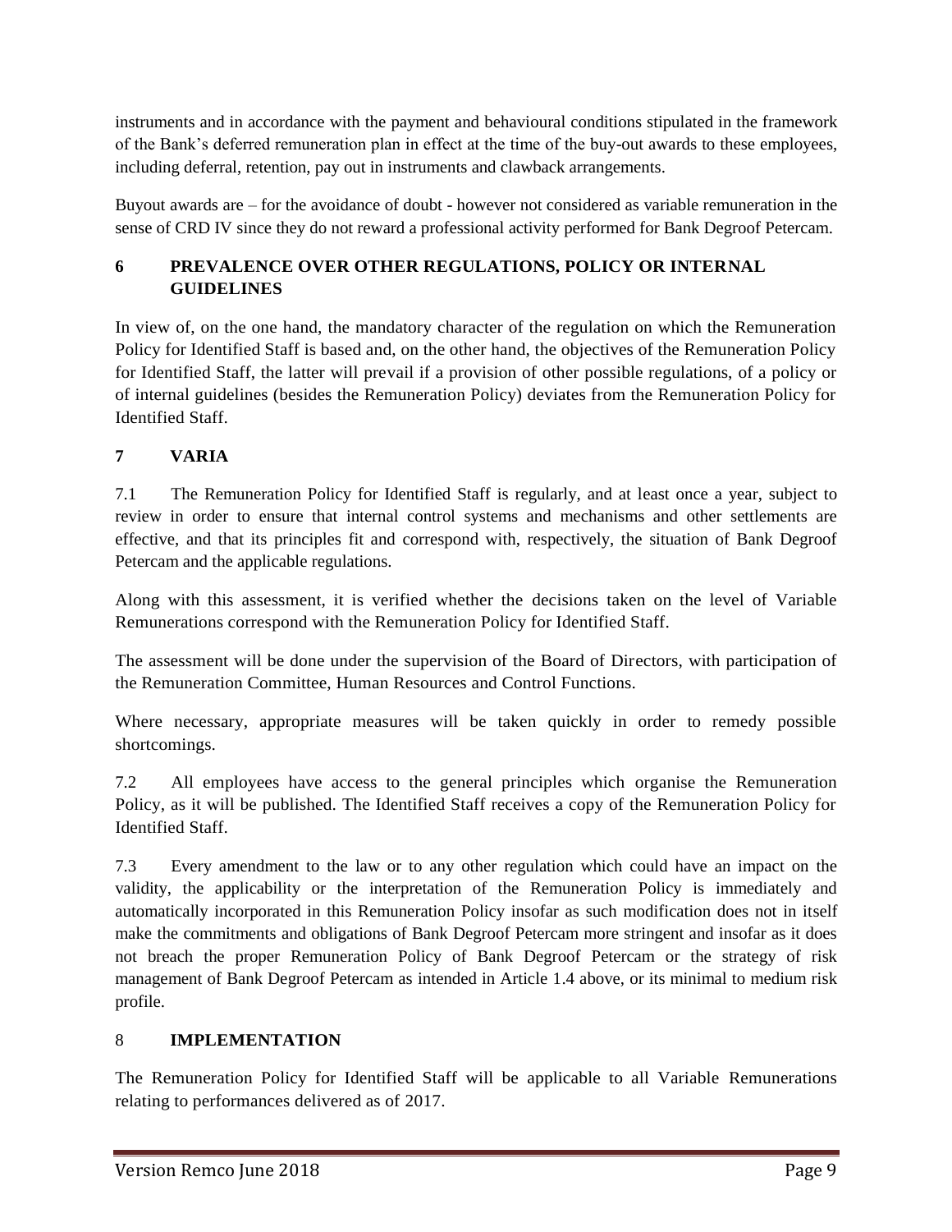instruments and in accordance with the payment and behavioural conditions stipulated in the framework of the Bank's deferred remuneration plan in effect at the time of the buy-out awards to these employees, including deferral, retention, pay out in instruments and clawback arrangements.

Buyout awards are – for the avoidance of doubt - however not considered as variable remuneration in the sense of CRD IV since they do not reward a professional activity performed for Bank Degroof Petercam.

## 6 PREVALENCE OVER OTHER REGULATIONS, POLICY OR INTERNAL GUIDELINES

In view of, on the one hand, the mandatory character of the regulation on which the Remuneration Policy for Identified Staff is based and, on the other hand, the objectives of the Remuneration Policy for Identified Staff, the latter will prevail if a provision of other possible regulations, of a policy or of internal guidelines (besides the Remuneration Policy) deviates from the Remuneration Policy for Identified Staff.

## 7 VARIA

7.1 The Remuneration Policy for Identified Staff is regularly, and at least once a year, subject to review in order to ensure that internal control systems and mechanisms and other settlements are effective, and that its principles fit and correspond with, respectively, the situation of Bank Degroof Petercam and the applicable regulations.

Along with this assessment, it is verified whether the decisions taken on the level of Variable Remunerations correspond with the Remuneration Policy for Identified Staff.

The assessment will be done under the supervision of the Board of Directors, with participation of the Remuneration Committee, Human Resources and Control Functions.

Where necessary, appropriate measures will be taken quickly in order to remedy possible shortcomings.

7.2 All employees have access to the general principles which organise the Remuneration Policy, as it will be published. The Identified Staff receives a copy of the Remuneration Policy for Identified Staff.

7.3 Every amendment to the law or to any other regulation which could have an impact on the validity, the applicability or the interpretation of the Remuneration Policy is immediately and automatically incorporated in this Remuneration Policy insofar as such modification does not in itself make the commitments and obligations of Bank Degroof Petercam more stringent and insofar as it does not breach the proper Remuneration Policy of Bank Degroof Petercam or the strategy of risk management of Bank Degroof Petercam as intended in Article 1.4 above, or its minimal to medium risk profile.

## 8 IMPLEMENTATION

The Remuneration Policy for Identified Staff will be applicable to all Variable Remunerations relating to performances delivered as of 2017.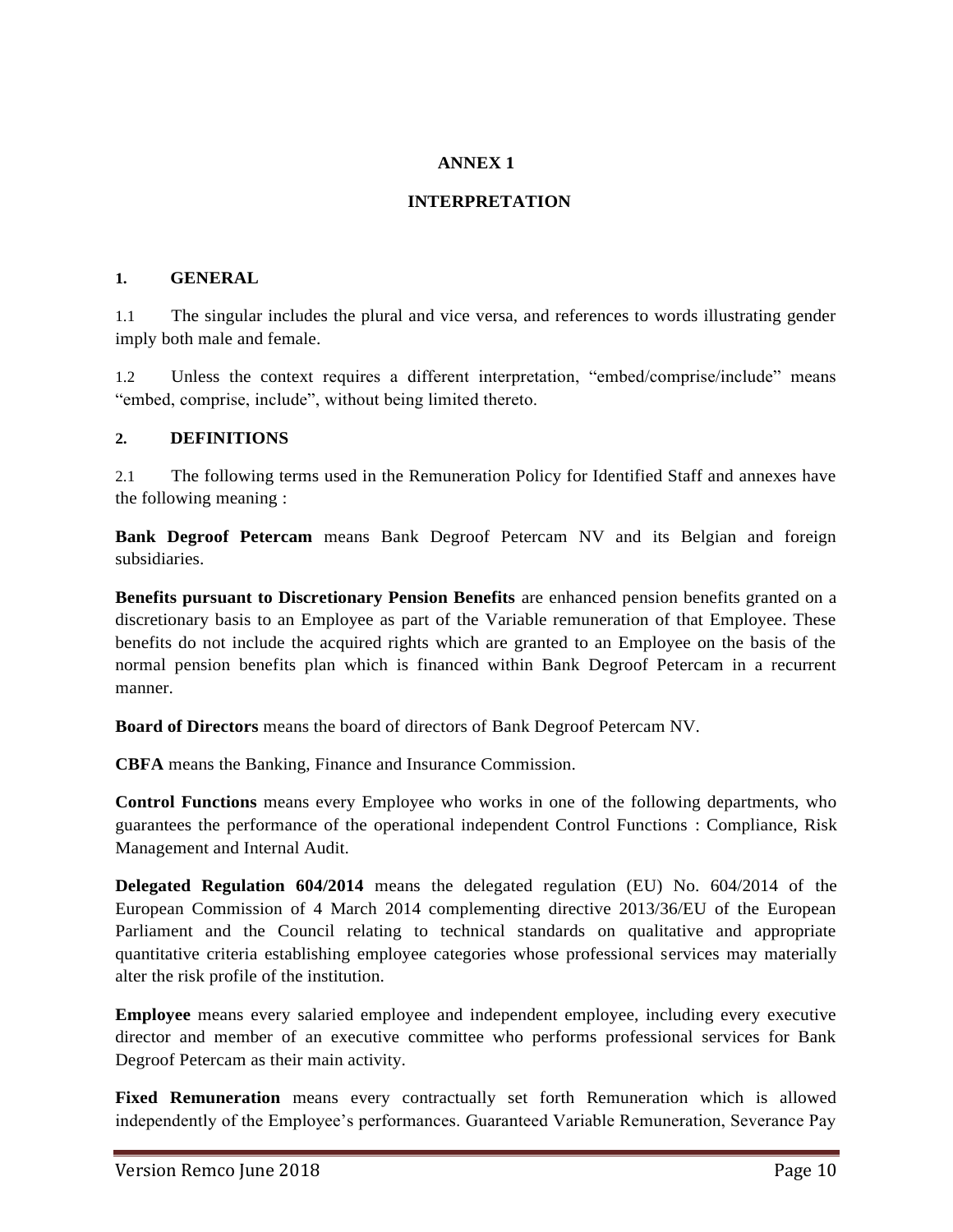# ANNEX 1

## INTERPRETATION

### 1. GENERAL

1.1 The singular includes the plural and vice versa, and references to words illustrating gender imply both male and female.

1.2 Unless the context requires a different interpretation, "embed/comprise/include" means "embed, comprise, include", without being limited thereto.

### 2. DEFINITIONS

2.1 The following terms used in the Remuneration Policy for Identified Staff and annexes have the following meaning :

**Bank Degroof Petercam** means Bank Degroof Petercam NV and its Belgian and foreign subsidiaries.

**Benefits pursuant to Discretionary Pension Benefits** are enhanced pension benefits granted on a discretionary basis to an Employee as part of the Variable remuneration of that Employee. These benefits do not include the acquired rights which are granted to an Employee on the basis of the normal pension benefits plan which is financed within Bank Degroof Petercam in a recurrent manner.

**Board of Directors** means the board of directors of Bank Degroof Petercam NV.

**CBFA** means the Banking, Finance and Insurance Commission.

**Control Functions** means every Employee who works in one of the following departments, who guarantees the performance of the operational independent Control Functions : Compliance, Risk Management and Internal Audit.

**Delegated Regulation 604/2014** means the delegated regulation (EU) No. 604/2014 of the European Commission of 4 March 2014 complementing directive 2013/36/EU of the European Parliament and the Council relating to technical standards on qualitative and appropriate quantitative criteria establishing employee categories whose professional services may materially alter the risk profile of the institution.

**Employee** means every salaried employee and independent employee, including every executive director and member of an executive committee who performs professional services for Bank Degroof Petercam as their main activity.

**Fixed Remuneration** means every contractually set forth Remuneration which is allowed independently of the Employee's performances. Guaranteed Variable Remuneration, Severance Pay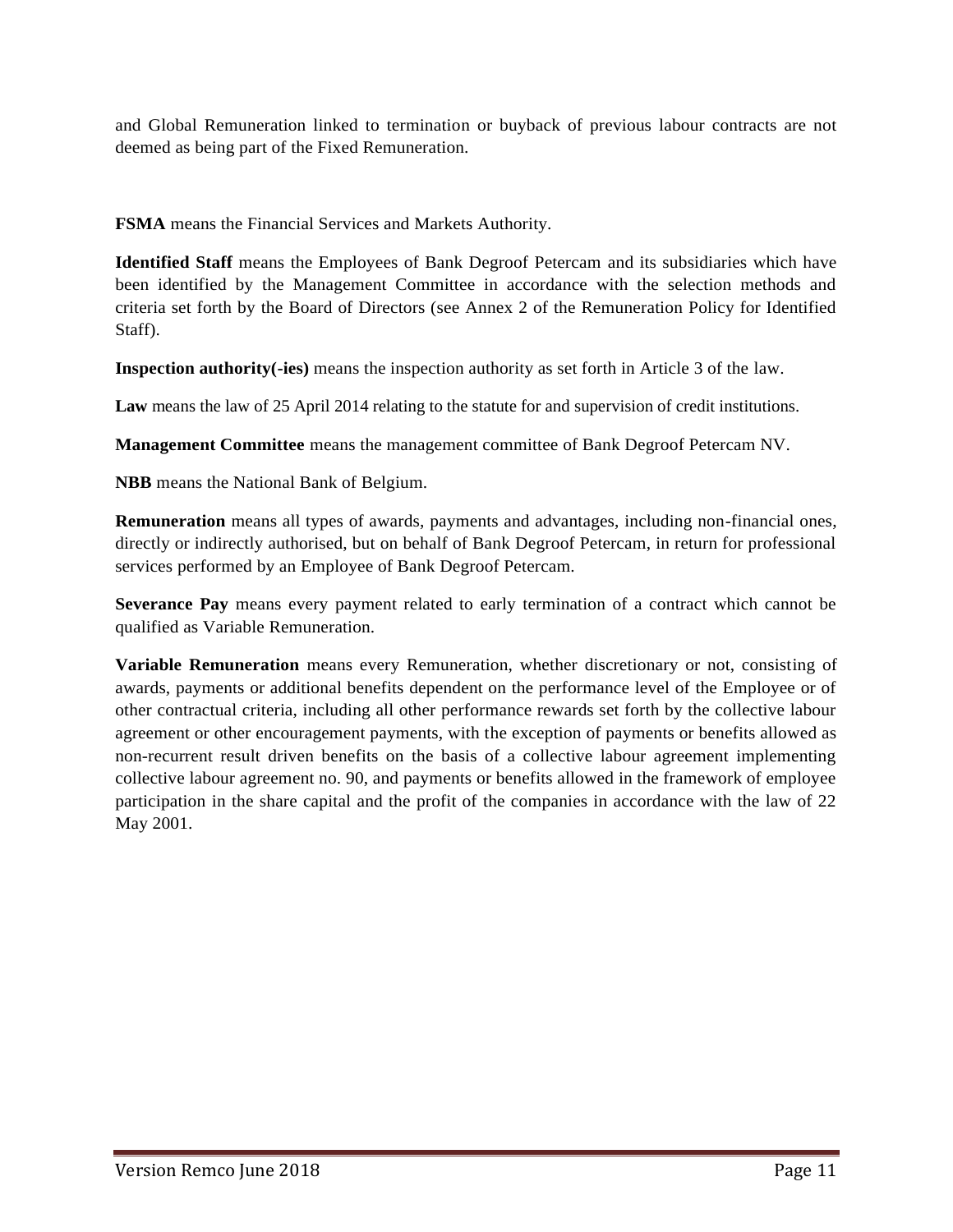and Global Remuneration linked to termination or buyback of previous labour contracts are not deemed as being part of the Fixed Remuneration.

**FSMA** means the Financial Services and Markets Authority.

**Identified Staff** means the Employees of Bank Degroof Petercam and its subsidiaries which have been identified by the Management Committee in accordance with the selection methods and criteria set forth by the Board of Directors (see Annex 2 of the Remuneration Policy for Identified Staff).

**Inspection authority(-ies)** means the inspection authority as set forth in Article 3 of the law.

**Law** means the law of 25 April 2014 relating to the statute for and supervision of credit institutions.

**Management Committee** means the management committee of Bank Degroof Petercam NV.

**NBB** means the National Bank of Belgium.

**Remuneration** means all types of awards, payments and advantages, including non-financial ones, directly or indirectly authorised, but on behalf of Bank Degroof Petercam, in return for professional services performed by an Employee of Bank Degroof Petercam.

**Severance Pay** means every payment related to early termination of a contract which cannot be qualified as Variable Remuneration.

**Variable Remuneration** means every Remuneration, whether discretionary or not, consisting of awards, payments or additional benefits dependent on the performance level of the Employee or of other contractual criteria, including all other performance rewards set forth by the collective labour agreement or other encouragement payments, with the exception of payments or benefits allowed as non-recurrent result driven benefits on the basis of a collective labour agreement implementing collective labour agreement no. 90, and payments or benefits allowed in the framework of employee participation in the share capital and the profit of the companies in accordance with the law of 22 May 2001.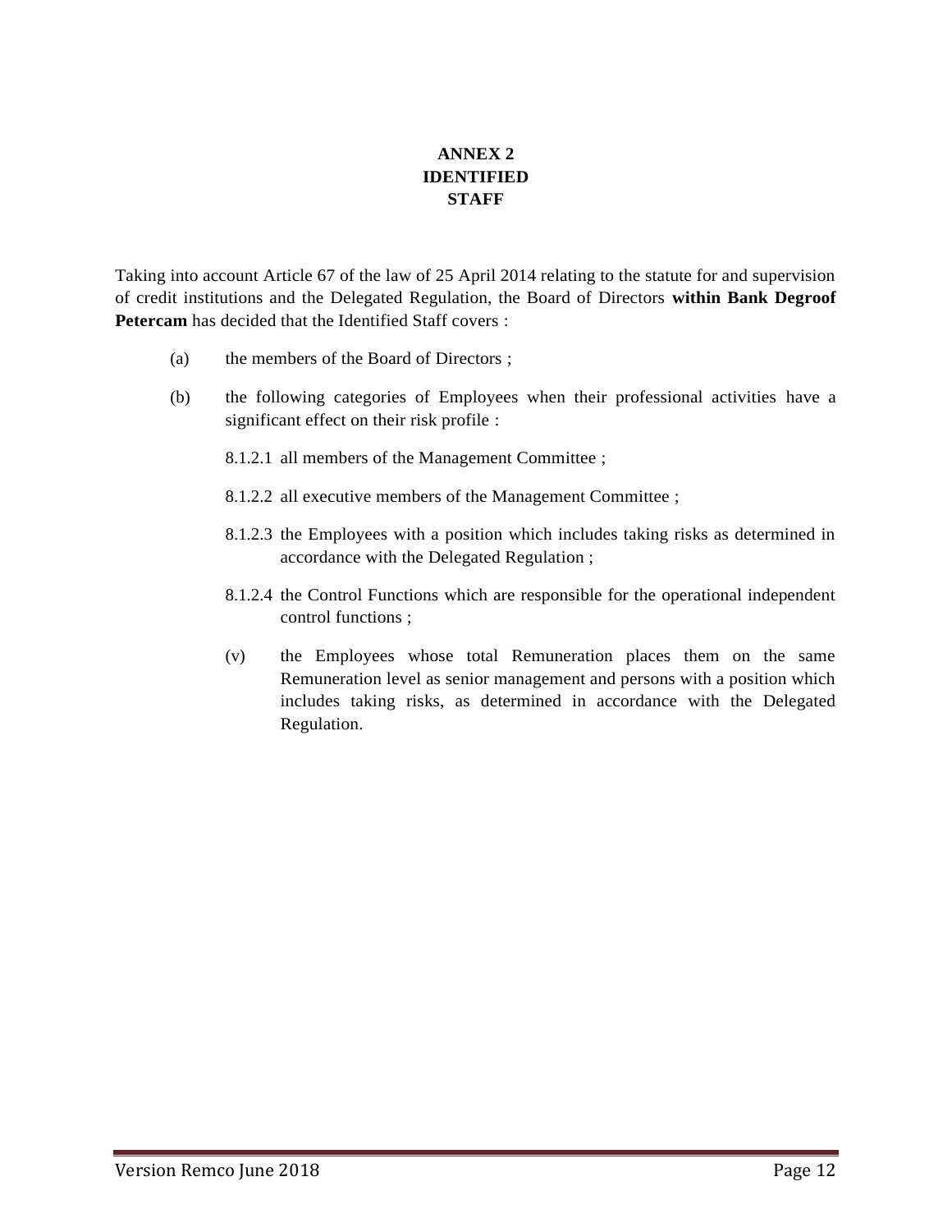# ANNEX 2
# IDENTIFIED
# STAFF

Taking into account Article 67 of the law of 25 April 2014 relating to the statute for and supervision of credit institutions and the Delegated Regulation, the Board of Directors **within Bank Degroof Petercam** has decided that the Identified Staff covers :

(a) the members of the Board of Directors ;

(b) the following categories of Employees when their professional activities have a significant effect on their risk profile :

8.1.2.1 all members of the Management Committee ;

8.1.2.2 all executive members of the Management Committee ;

8.1.2.3 the Employees with a position which includes taking risks as determined in accordance with the Delegated Regulation ;

8.1.2.4 the Control Functions which are responsible for the operational independent control functions ;

(v) the Employees whose total Remuneration places them on the same Remuneration level as senior management and persons with a position which includes taking risks, as determined in accordance with the Delegated Regulation.